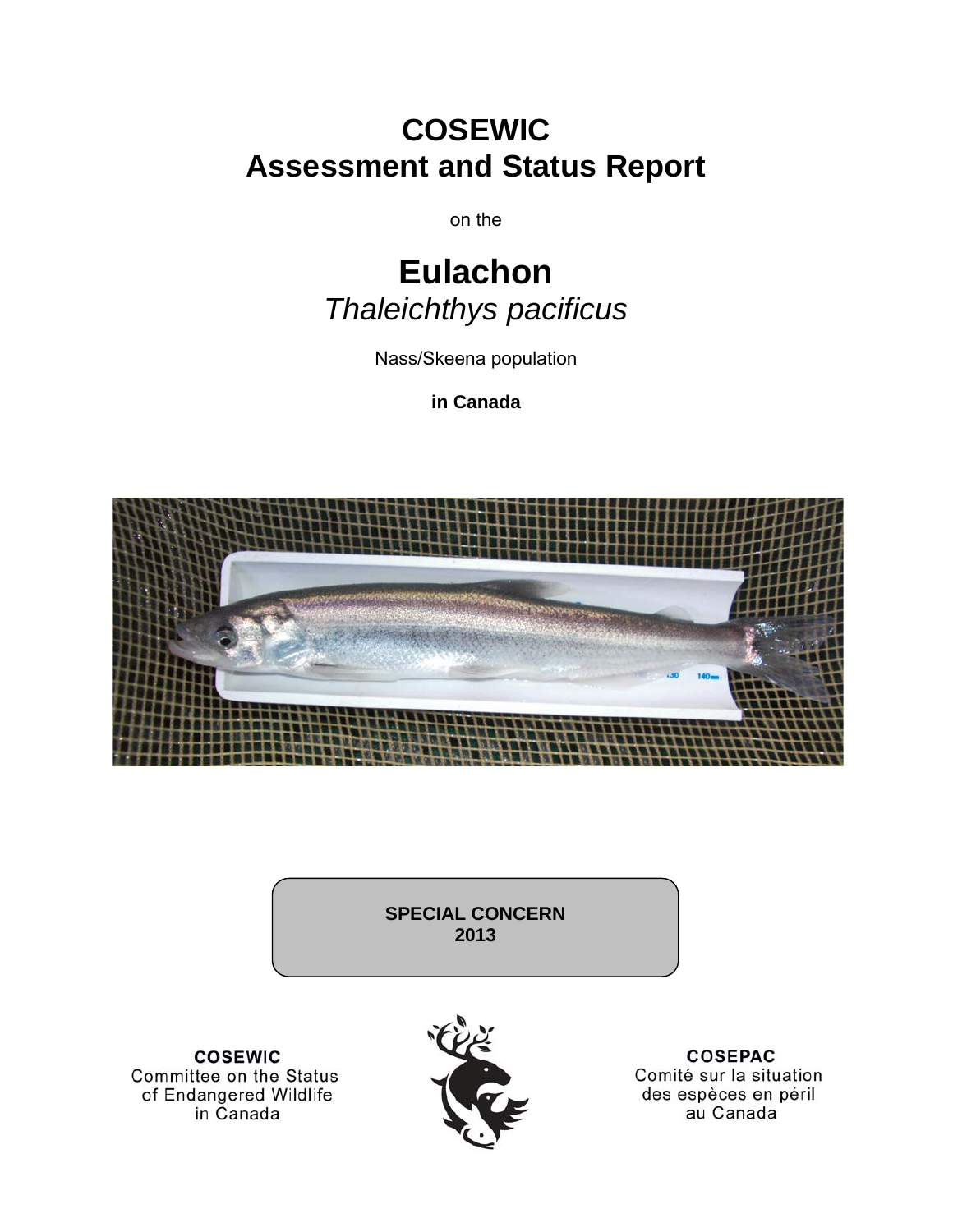# COSEWIC
# Assessment and Status Report

on the

# Eulachon
## *Thaleichthys pacificus*

Nass/Skeena population

**in Canada**

**SPECIAL CONCERN**
**2013**

**COSEWIC**
Committee on the Status of Endangered Wildlife in Canada

**COSEPAC**
Comité sur la situation des espèces en péril au Canada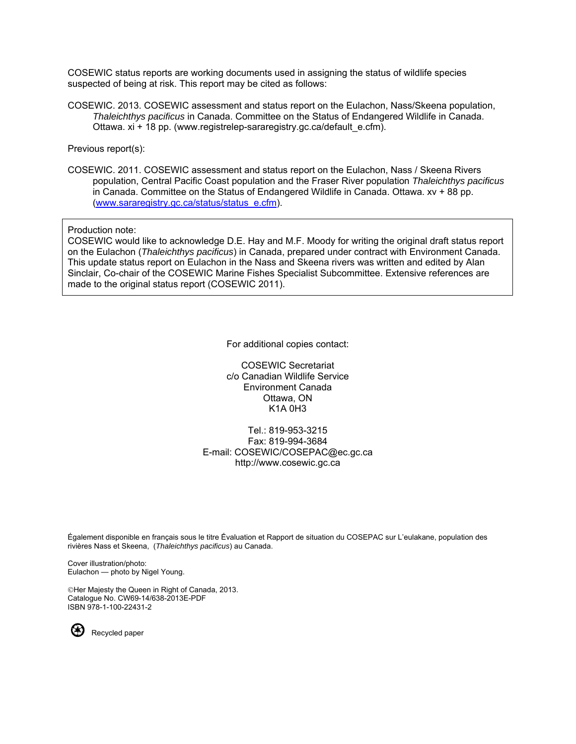COSEWIC status reports are working documents used in assigning the status of wildlife species suspected of being at risk. This report may be cited as follows:

COSEWIC. 2013. COSEWIC assessment and status report on the Eulachon, Nass/Skeena population, *Thaleichthys pacificus* in Canada. Committee on the Status of Endangered Wildlife in Canada. Ottawa. xi + 18 pp. (www.registrelep-sararegistry.gc.ca/default_e.cfm).

Previous report(s):

COSEWIC. 2011. COSEWIC assessment and status report on the Eulachon, Nass / Skeena Rivers population, Central Pacific Coast population and the Fraser River population *Thaleichthys pacificus* in Canada. Committee on the Status of Endangered Wildlife in Canada. Ottawa. xv + 88 pp. (www.sararegistry.gc.ca/status/status_e.cfm).

Production note:
COSEWIC would like to acknowledge D.E. Hay and M.F. Moody for writing the original draft status report on the Eulachon (*Thaleichthys pacificus*) in Canada, prepared under contract with Environment Canada. This update status report on Eulachon in the Nass and Skeena rivers was written and edited by Alan Sinclair, Co-chair of the COSEWIC Marine Fishes Specialist Subcommittee. Extensive references are made to the original status report (COSEWIC 2011).

For additional copies contact:

COSEWIC Secretariat
c/o Canadian Wildlife Service
Environment Canada
Ottawa, ON
K1A 0H3

Tel.: 819-953-3215
Fax: 819-994-3684
E-mail: COSEWIC/COSEPAC@ec.gc.ca
http://www.cosewic.gc.ca

Également disponible en français sous le titre Évaluation et Rapport de situation du COSEPAC sur L'eulakane, population des rivières Nass et Skeena, (*Thaleichthys pacificus*) au Canada.

Cover illustration/photo:
Eulachon — photo by Nigel Young.

©Her Majesty the Queen in Right of Canada, 2013.
Catalogue No. CW69-14/638-2013E-PDF
ISBN 978-1-100-22431-2

Recycled paper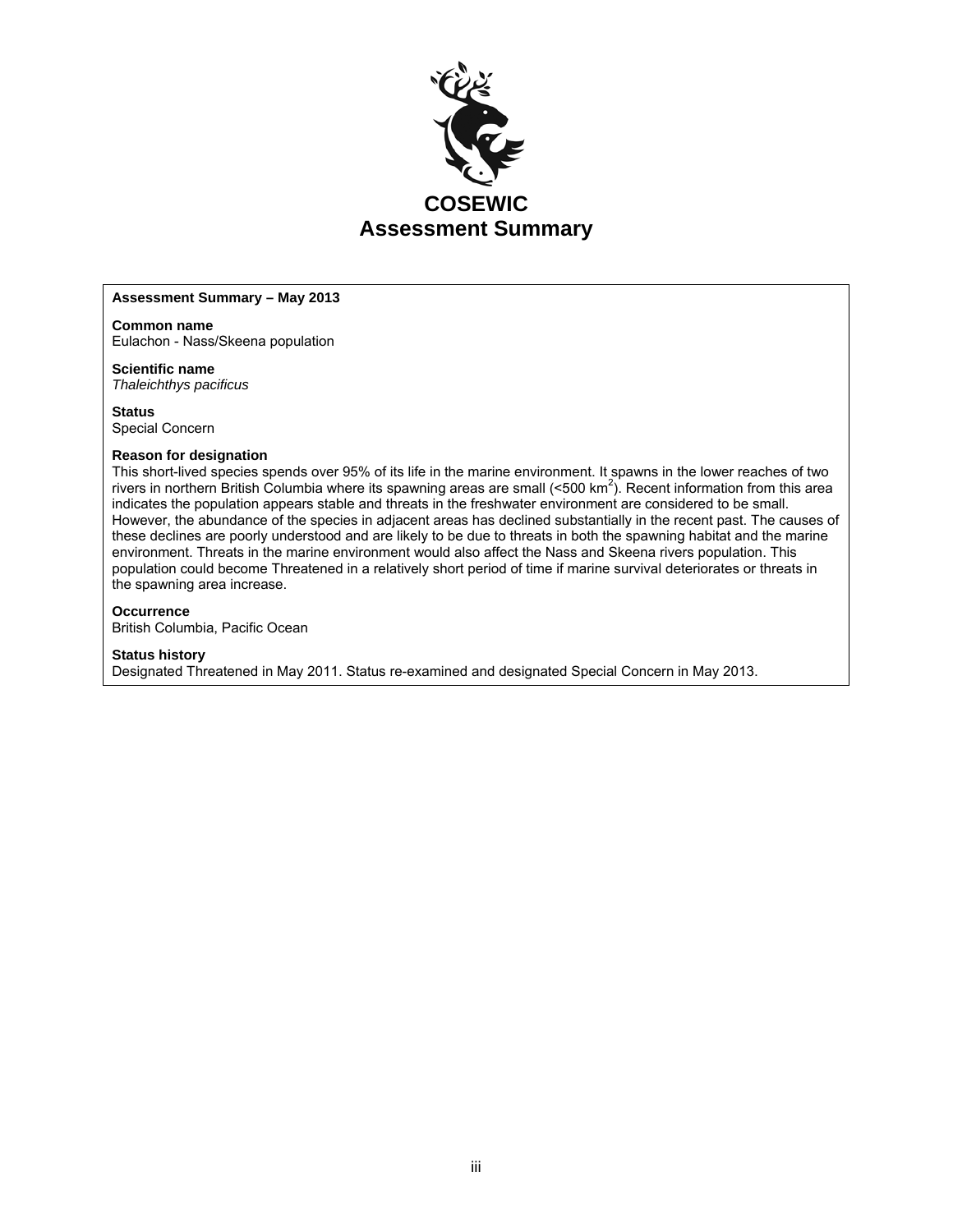# COSEWIC
# Assessment Summary

**Assessment Summary – May 2013**

**Common name**
Eulachon - Nass/Skeena population

**Scientific name**
*Thaleichthys pacificus*

**Status**
Special Concern

**Reason for designation**
This short-lived species spends over 95% of its life in the marine environment. It spawns in the lower reaches of two rivers in northern British Columbia where its spawning areas are small (<500 $km^2$). Recent information from this area indicates the population appears stable and threats in the freshwater environment are considered to be small. However, the abundance of the species in adjacent areas has declined substantially in the recent past. The causes of these declines are poorly understood and are likely to be due to threats in both the spawning habitat and the marine environment. Threats in the marine environment would also affect the Nass and Skeena rivers population. This population could become Threatened in a relatively short period of time if marine survival deteriorates or threats in the spawning area increase.

**Occurrence**
British Columbia, Pacific Ocean

**Status history**
Designated Threatened in May 2011. Status re-examined and designated Special Concern in May 2013.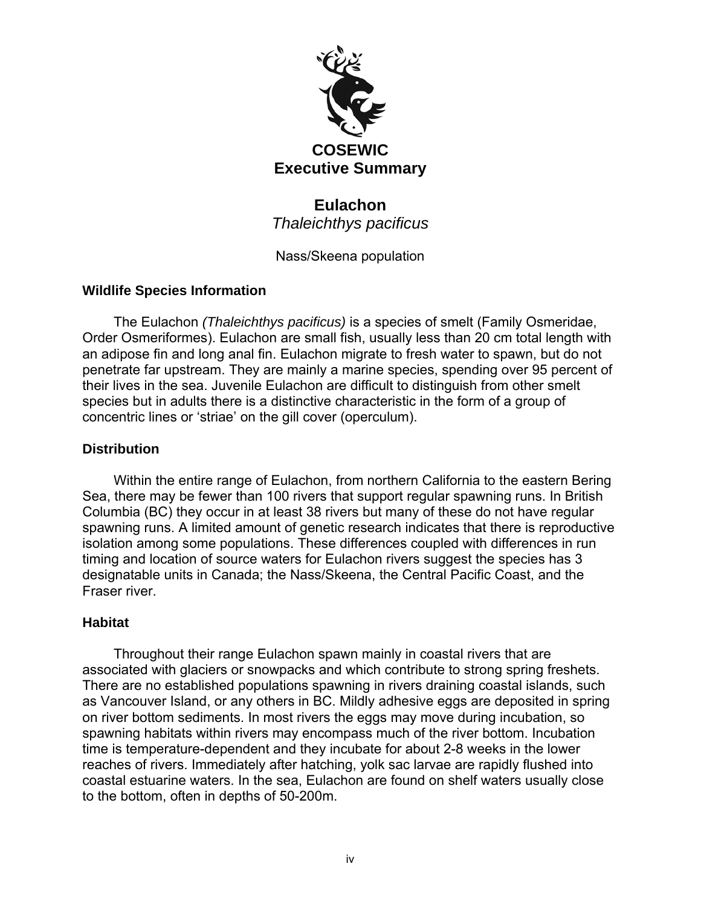# COSEWIC Executive Summary

## Eulachon
*Thaleichthys pacificus*

Nass/Skeena population

### Wildlife Species Information

The Eulachon *(Thaleichthys pacificus)* is a species of smelt (Family Osmeridae, Order Osmeriformes). Eulachon are small fish, usually less than 20 cm total length with an adipose fin and long anal fin. Eulachon migrate to fresh water to spawn, but do not penetrate far upstream. They are mainly a marine species, spending over 95 percent of their lives in the sea. Juvenile Eulachon are difficult to distinguish from other smelt species but in adults there is a distinctive characteristic in the form of a group of concentric lines or 'striae' on the gill cover (operculum).

### Distribution

Within the entire range of Eulachon, from northern California to the eastern Bering Sea, there may be fewer than 100 rivers that support regular spawning runs. In British Columbia (BC) they occur in at least 38 rivers but many of these do not have regular spawning runs. A limited amount of genetic research indicates that there is reproductive isolation among some populations. These differences coupled with differences in run timing and location of source waters for Eulachon rivers suggest the species has 3 designatable units in Canada; the Nass/Skeena, the Central Pacific Coast, and the Fraser river.

### Habitat

Throughout their range Eulachon spawn mainly in coastal rivers that are associated with glaciers or snowpacks and which contribute to strong spring freshets. There are no established populations spawning in rivers draining coastal islands, such as Vancouver Island, or any others in BC. Mildly adhesive eggs are deposited in spring on river bottom sediments. In most rivers the eggs may move during incubation, so spawning habitats within rivers may encompass much of the river bottom. Incubation time is temperature-dependent and they incubate for about 2-8 weeks in the lower reaches of rivers. Immediately after hatching, yolk sac larvae are rapidly flushed into coastal estuarine waters. In the sea, Eulachon are found on shelf waters usually close to the bottom, often in depths of 50-200m.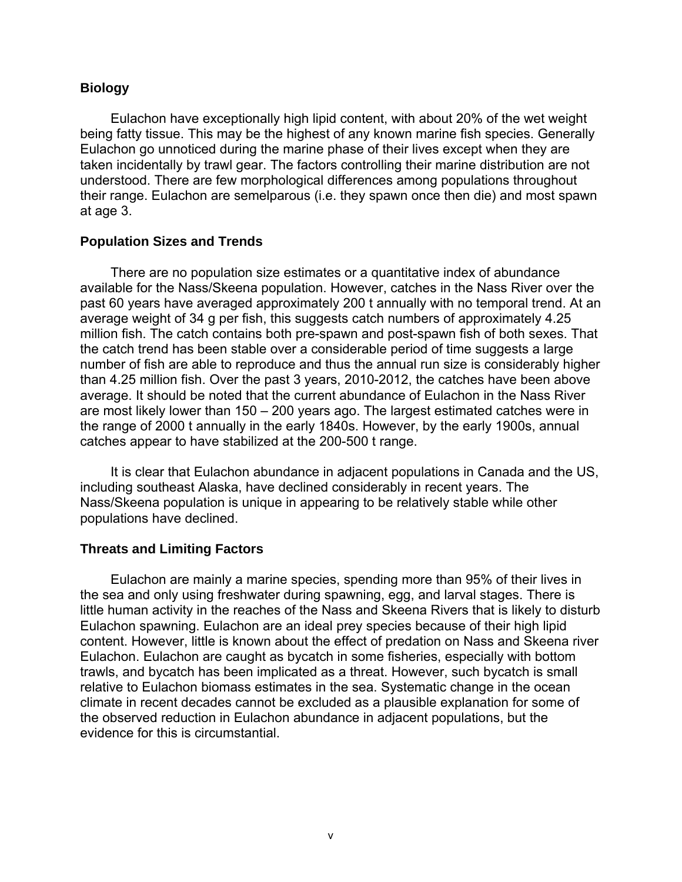## Biology

Eulachon have exceptionally high lipid content, with about 20% of the wet weight being fatty tissue. This may be the highest of any known marine fish species. Generally Eulachon go unnoticed during the marine phase of their lives except when they are taken incidentally by trawl gear. The factors controlling their marine distribution are not understood. There are few morphological differences among populations throughout their range. Eulachon are semelparous (i.e. they spawn once then die) and most spawn at age 3.

## Population Sizes and Trends

There are no population size estimates or a quantitative index of abundance available for the Nass/Skeena population. However, catches in the Nass River over the past 60 years have averaged approximately 200 t annually with no temporal trend. At an average weight of 34 g per fish, this suggests catch numbers of approximately 4.25 million fish. The catch contains both pre-spawn and post-spawn fish of both sexes. That the catch trend has been stable over a considerable period of time suggests a large number of fish are able to reproduce and thus the annual run size is considerably higher than 4.25 million fish. Over the past 3 years, 2010-2012, the catches have been above average. It should be noted that the current abundance of Eulachon in the Nass River are most likely lower than 150 – 200 years ago. The largest estimated catches were in the range of 2000 t annually in the early 1840s. However, by the early 1900s, annual catches appear to have stabilized at the 200-500 t range.

It is clear that Eulachon abundance in adjacent populations in Canada and the US, including southeast Alaska, have declined considerably in recent years. The Nass/Skeena population is unique in appearing to be relatively stable while other populations have declined.

## Threats and Limiting Factors

Eulachon are mainly a marine species, spending more than 95% of their lives in the sea and only using freshwater during spawning, egg, and larval stages. There is little human activity in the reaches of the Nass and Skeena Rivers that is likely to disturb Eulachon spawning. Eulachon are an ideal prey species because of their high lipid content. However, little is known about the effect of predation on Nass and Skeena river Eulachon. Eulachon are caught as bycatch in some fisheries, especially with bottom trawls, and bycatch has been implicated as a threat. However, such bycatch is small relative to Eulachon biomass estimates in the sea. Systematic change in the ocean climate in recent decades cannot be excluded as a plausible explanation for some of the observed reduction in Eulachon abundance in adjacent populations, but the evidence for this is circumstantial.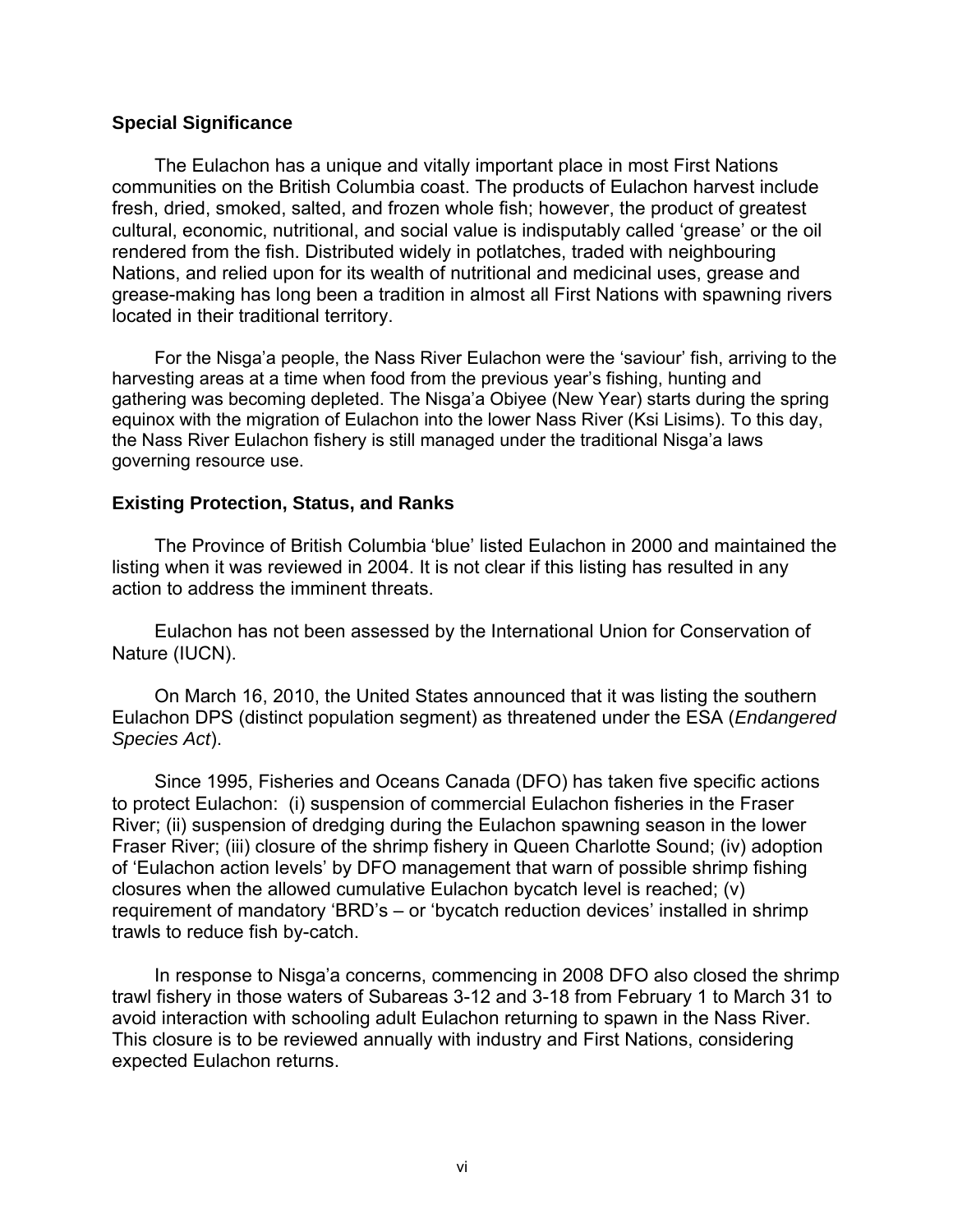**Special Significance**

The Eulachon has a unique and vitally important place in most First Nations communities on the British Columbia coast. The products of Eulachon harvest include fresh, dried, smoked, salted, and frozen whole fish; however, the product of greatest cultural, economic, nutritional, and social value is indisputably called 'grease' or the oil rendered from the fish. Distributed widely in potlatches, traded with neighbouring Nations, and relied upon for its wealth of nutritional and medicinal uses, grease and grease-making has long been a tradition in almost all First Nations with spawning rivers located in their traditional territory.

For the Nisga'a people, the Nass River Eulachon were the 'saviour' fish, arriving to the harvesting areas at a time when food from the previous year's fishing, hunting and gathering was becoming depleted. The Nisga'a Obiyee (New Year) starts during the spring equinox with the migration of Eulachon into the lower Nass River (Ksi Lisims). To this day, the Nass River Eulachon fishery is still managed under the traditional Nisga'a laws governing resource use.

**Existing Protection, Status, and Ranks**

The Province of British Columbia 'blue' listed Eulachon in 2000 and maintained the listing when it was reviewed in 2004. It is not clear if this listing has resulted in any action to address the imminent threats.

Eulachon has not been assessed by the International Union for Conservation of Nature (IUCN).

On March 16, 2010, the United States announced that it was listing the southern Eulachon DPS (distinct population segment) as threatened under the ESA (*Endangered Species Act*).

Since 1995, Fisheries and Oceans Canada (DFO) has taken five specific actions to protect Eulachon: (i) suspension of commercial Eulachon fisheries in the Fraser River; (ii) suspension of dredging during the Eulachon spawning season in the lower Fraser River; (iii) closure of the shrimp fishery in Queen Charlotte Sound; (iv) adoption of 'Eulachon action levels' by DFO management that warn of possible shrimp fishing closures when the allowed cumulative Eulachon bycatch level is reached; (v) requirement of mandatory 'BRD's – or 'bycatch reduction devices' installed in shrimp trawls to reduce fish by-catch.

In response to Nisga'a concerns, commencing in 2008 DFO also closed the shrimp trawl fishery in those waters of Subareas 3-12 and 3-18 from February 1 to March 31 to avoid interaction with schooling adult Eulachon returning to spawn in the Nass River. This closure is to be reviewed annually with industry and First Nations, considering expected Eulachon returns.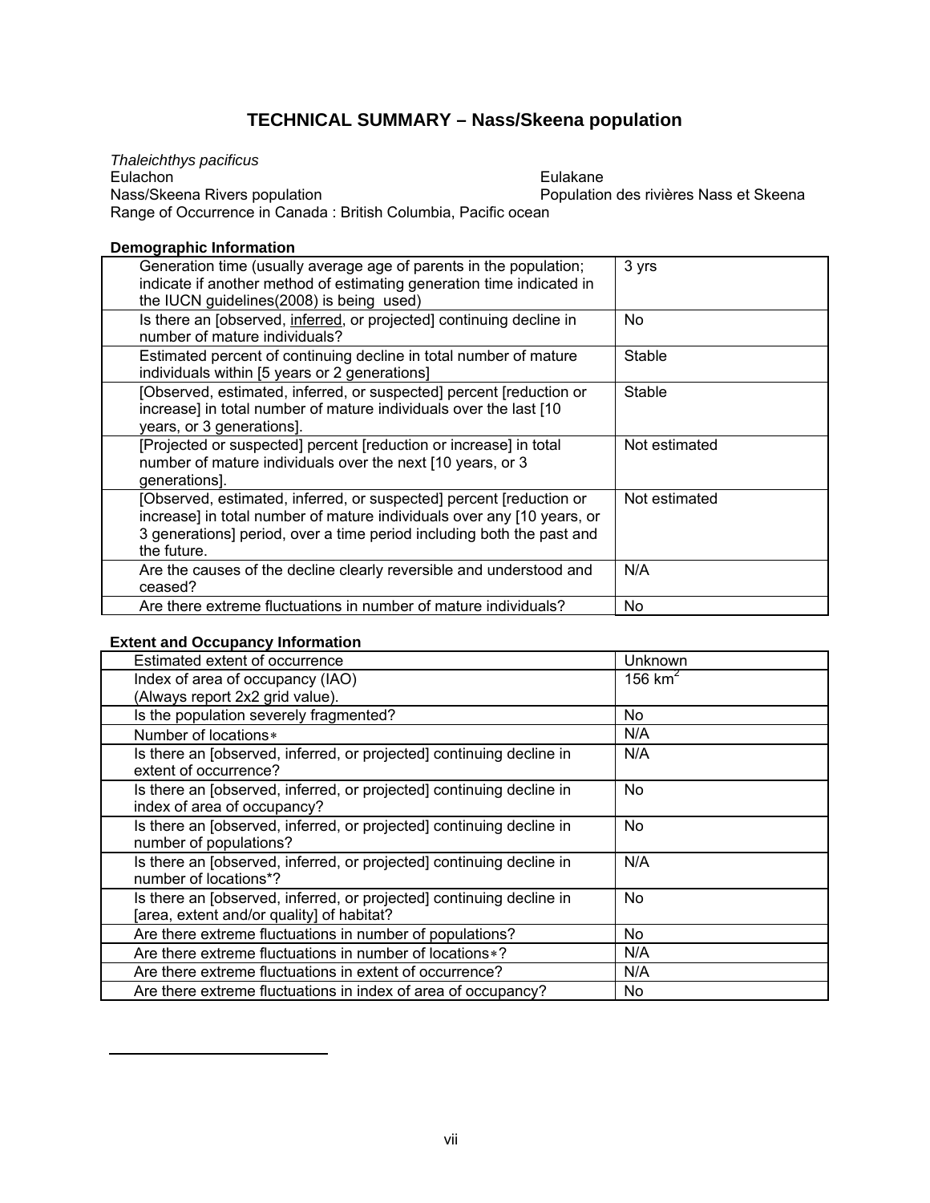## TECHNICAL SUMMARY – Nass/Skeena population

*Thaleichthys pacificus*
Eulachon — Eulakane
Nass/Skeena Rivers population — Population des rivières Nass et Skeena
Range of Occurrence in Canada : British Columbia, Pacific ocean

**Demographic Information**

| | |
|---|---|
| Generation time (usually average age of parents in the population; indicate if another method of estimating generation time indicated in the IUCN guidelines(2008) is being used) | 3 yrs |
| Is there an [observed, inferred, or projected] continuing decline in number of mature individuals? | No |
| Estimated percent of continuing decline in total number of mature individuals within [5 years or 2 generations] | Stable |
| [Observed, estimated, inferred, or suspected] percent [reduction or increase] in total number of mature individuals over the last [10 years, or 3 generations]. | Stable |
| [Projected or suspected] percent [reduction or increase] in total number of mature individuals over the next [10 years, or 3 generations]. | Not estimated |
| [Observed, estimated, inferred, or suspected] percent [reduction or increase] in total number of mature individuals over any [10 years, or 3 generations] period, over a time period including both the past and the future. | Not estimated |
| Are the causes of the decline clearly reversible and understood and ceased? | N/A |
| Are there extreme fluctuations in number of mature individuals? | No |

**Extent and Occupancy Information**

| | |
|---|---|
| Estimated extent of occurrence | Unknown |
| Index of area of occupancy (IAO)<br>(Always report 2x2 grid value). | 156 $km^2$ |
| Is the population severely fragmented? | No |
| Number of locations∗ | N/A |
| Is there an [observed, inferred, or projected] continuing decline in extent of occurrence? | N/A |
| Is there an [observed, inferred, or projected] continuing decline in index of area of occupancy? | No |
| Is there an [observed, inferred, or projected] continuing decline in number of populations? | No |
| Is there an [observed, inferred, or projected] continuing decline in number of locations*? | N/A |
| Is there an [observed, inferred, or projected] continuing decline in [area, extent and/or quality] of habitat? | No |
| Are there extreme fluctuations in number of populations? | No |
| Are there extreme fluctuations in number of locations∗? | N/A |
| Are there extreme fluctuations in extent of occurrence? | N/A |
| Are there extreme fluctuations in index of area of occupancy? | No |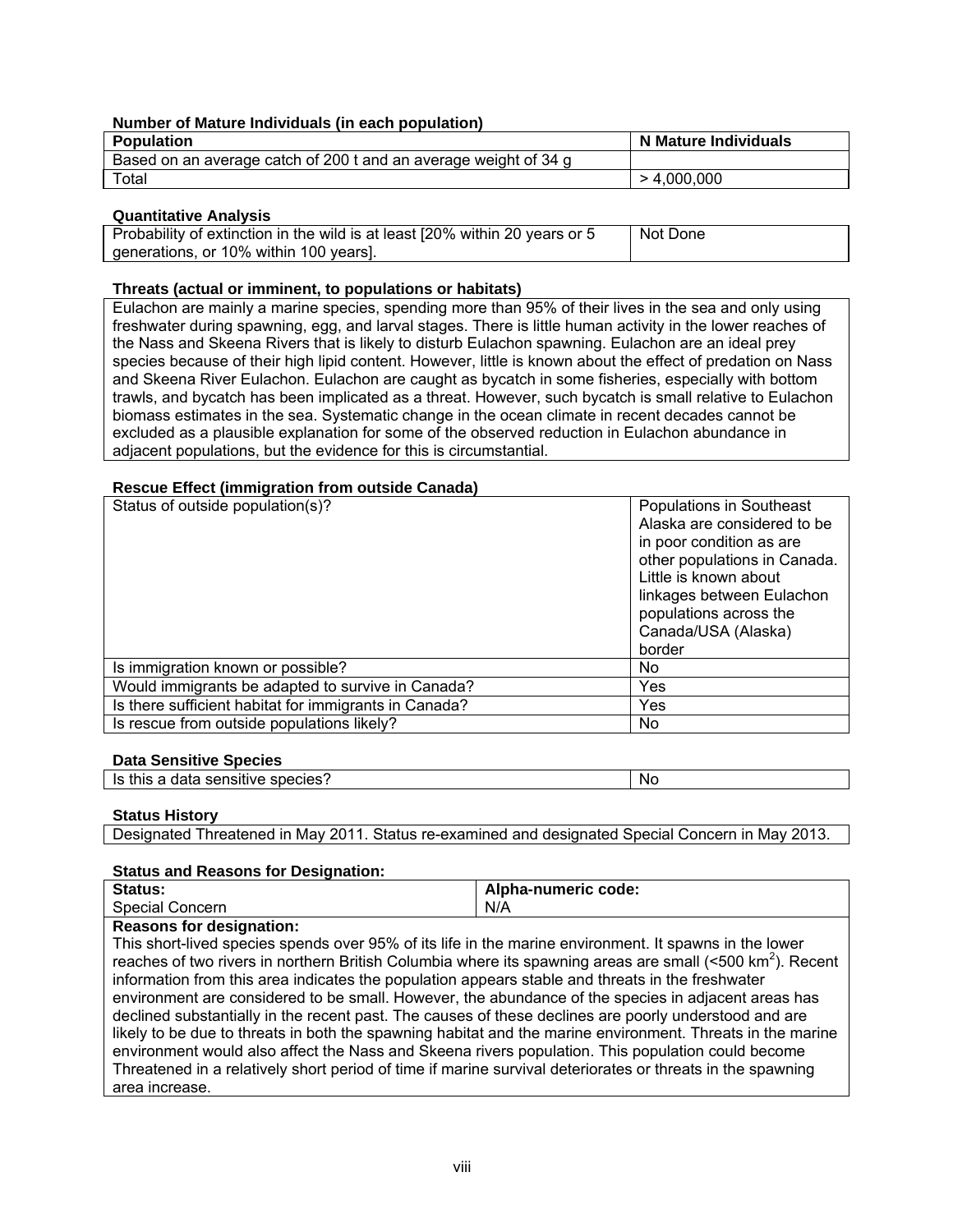**Number of Mature Individuals (in each population)**

| Population | N Mature Individuals |
|---|---|
| Based on an average catch of 200 t and an average weight of 34 g | |
| Total | > 4,000,000 |

**Quantitative Analysis**

| | |
|---|---|
| Probability of extinction in the wild is at least [20% within 20 years or 5 generations, or 10% within 100 years]. | Not Done |

**Threats (actual or imminent, to populations or habitats)**

Eulachon are mainly a marine species, spending more than 95% of their lives in the sea and only using freshwater during spawning, egg, and larval stages. There is little human activity in the lower reaches of the Nass and Skeena Rivers that is likely to disturb Eulachon spawning. Eulachon are an ideal prey species because of their high lipid content. However, little is known about the effect of predation on Nass and Skeena River Eulachon. Eulachon are caught as bycatch in some fisheries, especially with bottom trawls, and bycatch has been implicated as a threat. However, such bycatch is small relative to Eulachon biomass estimates in the sea. Systematic change in the ocean climate in recent decades cannot be excluded as a plausible explanation for some of the observed reduction in Eulachon abundance in adjacent populations, but the evidence for this is circumstantial.

**Rescue Effect (immigration from outside Canada)**

| | |
|---|---|
| Status of outside population(s)? | Populations in Southeast Alaska are considered to be in poor condition as are other populations in Canada. Little is known about linkages between Eulachon populations across the Canada/USA (Alaska) border |
| Is immigration known or possible? | No |
| Would immigrants be adapted to survive in Canada? | Yes |
| Is there sufficient habitat for immigrants in Canada? | Yes |
| Is rescue from outside populations likely? | No |

**Data Sensitive Species**

| | |
|---|---|
| Is this a data sensitive species? | No |

**Status History**

Designated Threatened in May 2011. Status re-examined and designated Special Concern in May 2013.

**Status and Reasons for Designation:**

| Status: | Alpha-numeric code: |
|---|---|
| Special Concern | N/A |

**Reasons for designation:**

This short-lived species spends over 95% of its life in the marine environment. It spawns in the lower reaches of two rivers in northern British Columbia where its spawning areas are small (<500 $km^2$). Recent information from this area indicates the population appears stable and threats in the freshwater environment are considered to be small. However, the abundance of the species in adjacent areas has declined substantially in the recent past. The causes of these declines are poorly understood and are likely to be due to threats in both the spawning habitat and the marine environment. Threats in the marine environment would also affect the Nass and Skeena rivers population. This population could become Threatened in a relatively short period of time if marine survival deteriorates or threats in the spawning area increase.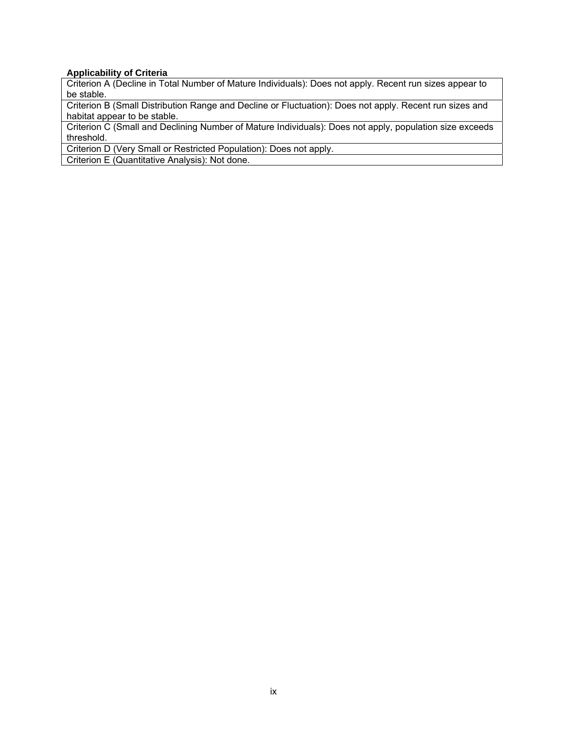**Applicability of Criteria**

| Applicability of Criteria |
| --- |
| Criterion A (Decline in Total Number of Mature Individuals): Does not apply. Recent run sizes appear to be stable. |
| Criterion B (Small Distribution Range and Decline or Fluctuation): Does not apply. Recent run sizes and habitat appear to be stable. |
| Criterion C (Small and Declining Number of Mature Individuals): Does not apply, population size exceeds threshold. |
| Criterion D (Very Small or Restricted Population): Does not apply. |
| Criterion E (Quantitative Analysis): Not done. |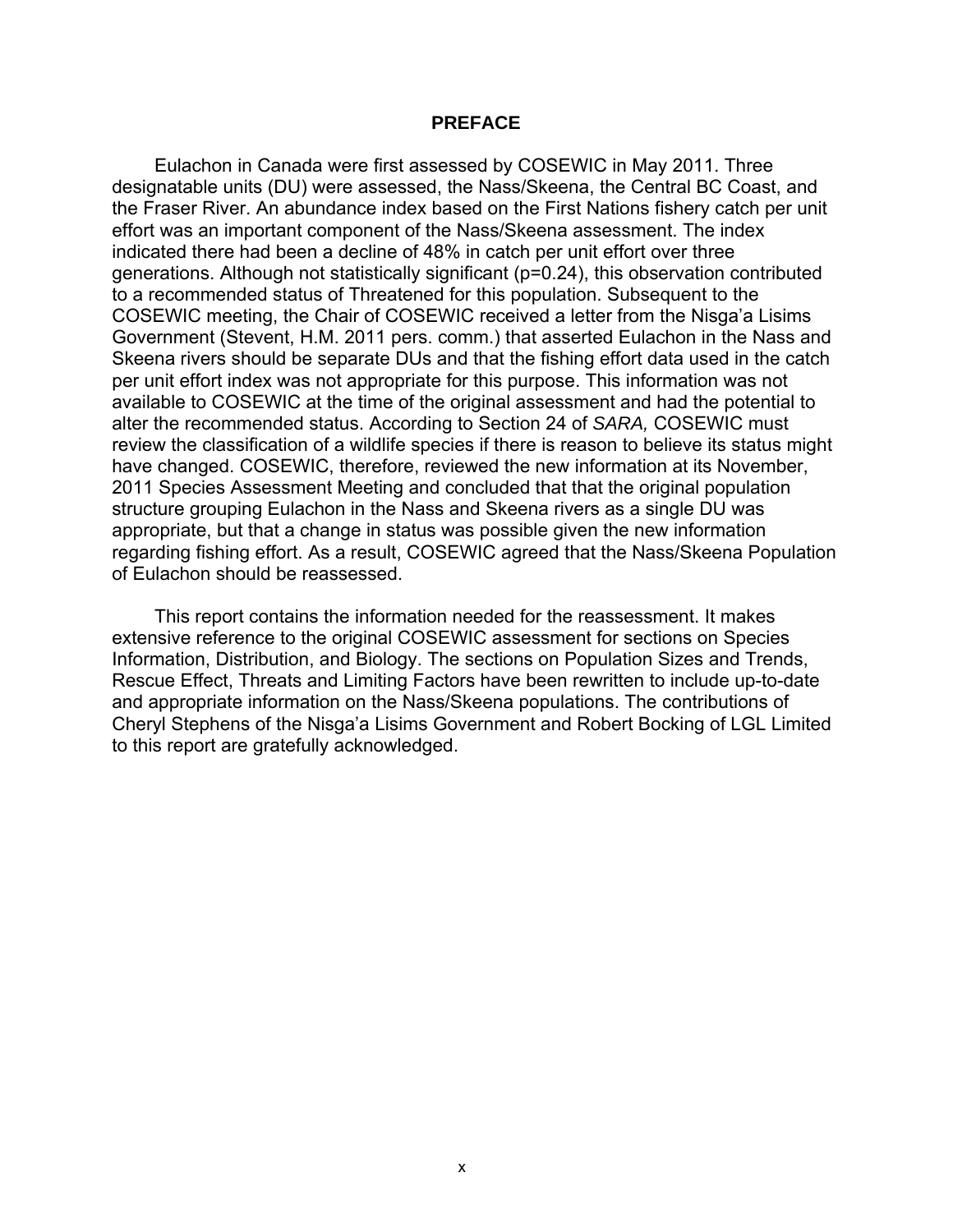## PREFACE

Eulachon in Canada were first assessed by COSEWIC in May 2011. Three designatable units (DU) were assessed, the Nass/Skeena, the Central BC Coast, and the Fraser River. An abundance index based on the First Nations fishery catch per unit effort was an important component of the Nass/Skeena assessment. The index indicated there had been a decline of 48% in catch per unit effort over three generations. Although not statistically significant ($p=0.24$), this observation contributed to a recommended status of Threatened for this population. Subsequent to the COSEWIC meeting, the Chair of COSEWIC received a letter from the Nisga'a Lisims Government (Stevent, H.M. 2011 pers. comm.) that asserted Eulachon in the Nass and Skeena rivers should be separate DUs and that the fishing effort data used in the catch per unit effort index was not appropriate for this purpose. This information was not available to COSEWIC at the time of the original assessment and had the potential to alter the recommended status. According to Section 24 of *SARA,* COSEWIC must review the classification of a wildlife species if there is reason to believe its status might have changed. COSEWIC, therefore, reviewed the new information at its November, 2011 Species Assessment Meeting and concluded that that the original population structure grouping Eulachon in the Nass and Skeena rivers as a single DU was appropriate, but that a change in status was possible given the new information regarding fishing effort. As a result, COSEWIC agreed that the Nass/Skeena Population of Eulachon should be reassessed.

This report contains the information needed for the reassessment. It makes extensive reference to the original COSEWIC assessment for sections on Species Information, Distribution, and Biology. The sections on Population Sizes and Trends, Rescue Effect, Threats and Limiting Factors have been rewritten to include up-to-date and appropriate information on the Nass/Skeena populations. The contributions of Cheryl Stephens of the Nisga'a Lisims Government and Robert Bocking of LGL Limited to this report are gratefully acknowledged.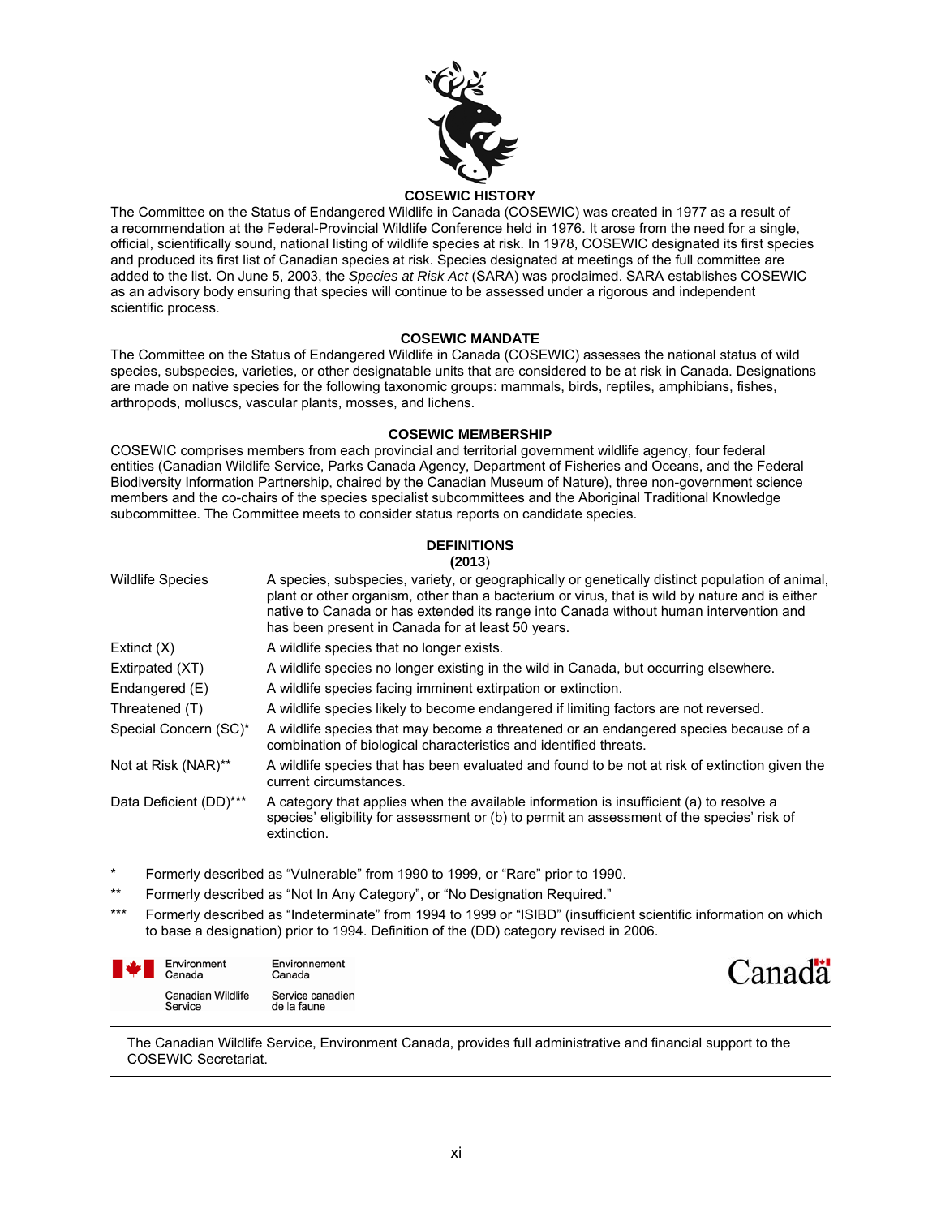## COSEWIC HISTORY

The Committee on the Status of Endangered Wildlife in Canada (COSEWIC) was created in 1977 as a result of a recommendation at the Federal-Provincial Wildlife Conference held in 1976. It arose from the need for a single, official, scientifically sound, national listing of wildlife species at risk. In 1978, COSEWIC designated its first species and produced its first list of Canadian species at risk. Species designated at meetings of the full committee are added to the list. On June 5, 2003, the *Species at Risk Act* (SARA) was proclaimed. SARA establishes COSEWIC as an advisory body ensuring that species will continue to be assessed under a rigorous and independent scientific process.

## COSEWIC MANDATE

The Committee on the Status of Endangered Wildlife in Canada (COSEWIC) assesses the national status of wild species, subspecies, varieties, or other designatable units that are considered to be at risk in Canada. Designations are made on native species for the following taxonomic groups: mammals, birds, reptiles, amphibians, fishes, arthropods, molluscs, vascular plants, mosses, and lichens.

## COSEWIC MEMBERSHIP

COSEWIC comprises members from each provincial and territorial government wildlife agency, four federal entities (Canadian Wildlife Service, Parks Canada Agency, Department of Fisheries and Oceans, and the Federal Biodiversity Information Partnership, chaired by the Canadian Museum of Nature), three non-government science members and the co-chairs of the species specialist subcommittees and the Aboriginal Traditional Knowledge subcommittee. The Committee meets to consider status reports on candidate species.

## DEFINITIONS (2013)

| | |
|---|---|
| Wildlife Species | A species, subspecies, variety, or geographically or genetically distinct population of animal, plant or other organism, other than a bacterium or virus, that is wild by nature and is either native to Canada or has extended its range into Canada without human intervention and has been present in Canada for at least 50 years. |
| Extinct (X) | A wildlife species that no longer exists. |
| Extirpated (XT) | A wildlife species no longer existing in the wild in Canada, but occurring elsewhere. |
| Endangered (E) | A wildlife species facing imminent extirpation or extinction. |
| Threatened (T) | A wildlife species likely to become endangered if limiting factors are not reversed. |
| Special Concern (SC)* | A wildlife species that may become a threatened or an endangered species because of a combination of biological characteristics and identified threats. |
| Not at Risk (NAR)** | A wildlife species that has been evaluated and found to be not at risk of extinction given the current circumstances. |
| Data Deficient (DD)*** | A category that applies when the available information is insufficient (a) to resolve a species' eligibility for assessment or (b) to permit an assessment of the species' risk of extinction. |

\* Formerly described as "Vulnerable" from 1990 to 1999, or "Rare" prior to 1990.

\** Formerly described as "Not In Any Category", or "No Designation Required."

\*** Formerly described as "Indeterminate" from 1994 to 1999 or "ISIBD" (insufficient scientific information on which to base a designation) prior to 1994. Definition of the (DD) category revised in 2006.

Environment Canada / Environnement Canada
Canadian Wildlife Service / Service canadien de la faune

Canada

The Canadian Wildlife Service, Environment Canada, provides full administrative and financial support to the COSEWIC Secretariat.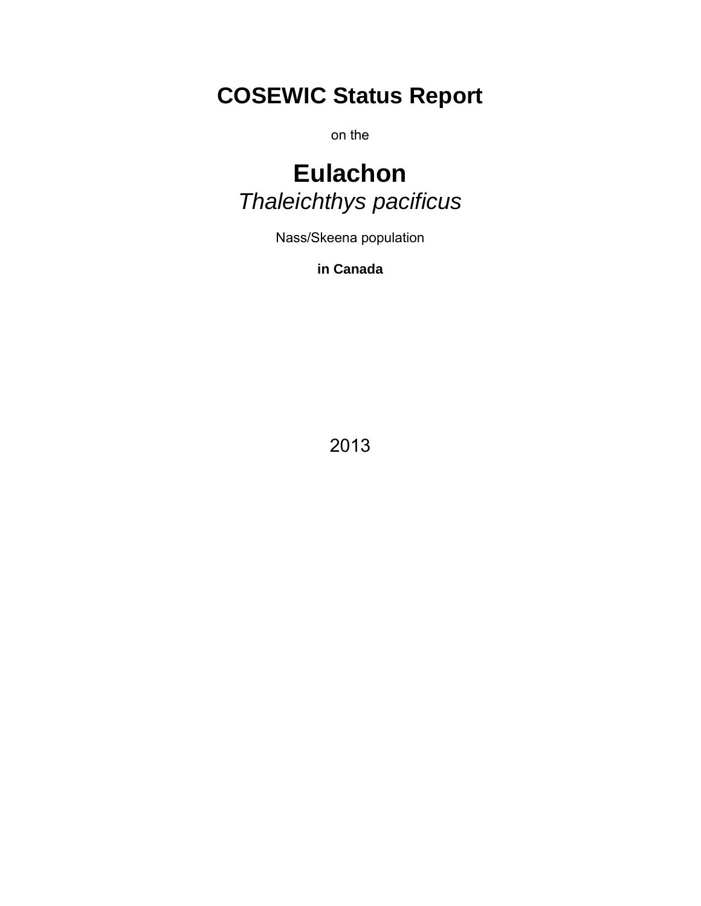# COSEWIC Status Report

on the

# Eulachon

*Thaleichthys pacificus*

Nass/Skeena population

**in Canada**

2013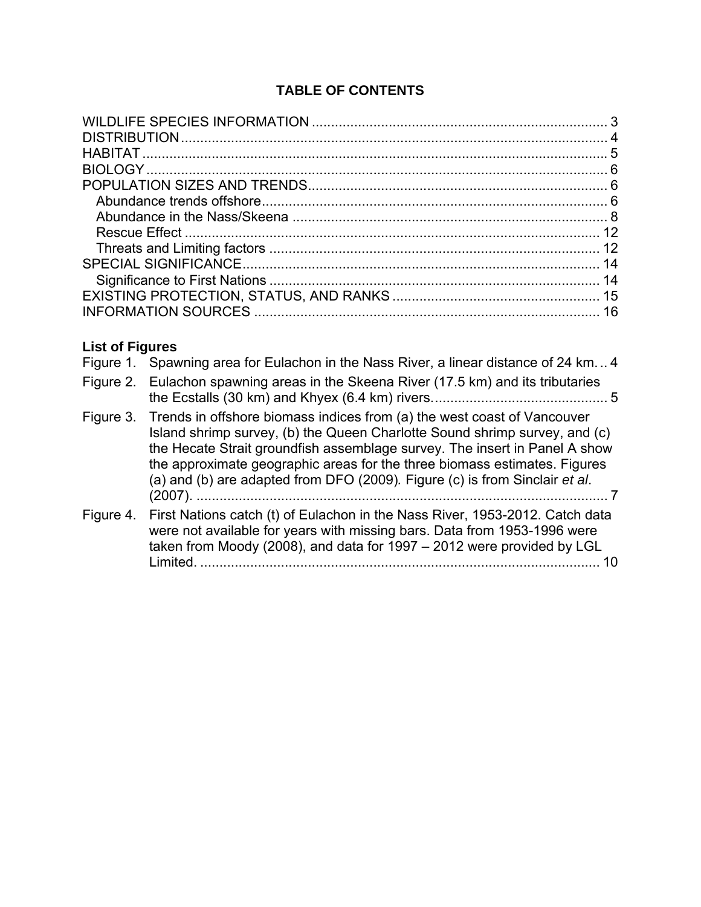## TABLE OF CONTENTS

WILDLIFE SPECIES INFORMATION ............................................................................ 3
DISTRIBUTION.............................................................................................................. 4
HABITAT ........................................................................................................................ 5
BIOLOGY ....................................................................................................................... 6
POPULATION SIZES AND TRENDS............................................................................. 6
  Abundance trends offshore......................................................................................... 6
  Abundance in the Nass/Skeena .................................................................................. 8
  Rescue Effect ............................................................................................................ 12
  Threats and Limiting factors ...................................................................................... 12
SPECIAL SIGNIFICANCE............................................................................................. 14
  Significance to First Nations ..................................................................................... 14
EXISTING PROTECTION, STATUS, AND RANKS ..................................................... 15
INFORMATION SOURCES .......................................................................................... 16

**List of Figures**

Figure 1. Spawning area for Eulachon in the Nass River, a linear distance of 24 km. .. 4

Figure 2. Eulachon spawning areas in the Skeena River (17.5 km) and its tributaries the Ecstalls (30 km) and Khyex (6.4 km) rivers. ............................................ 5

Figure 3. Trends in offshore biomass indices from (a) the west coast of Vancouver Island shrimp survey, (b) the Queen Charlotte Sound shrimp survey, and (c) the Hecate Strait groundfish assemblage survey. The insert in Panel A show the approximate geographic areas for the three biomass estimates. Figures (a) and (b) are adapted from DFO (2009). Figure (c) is from Sinclair *et al*. (2007). ........................................................................................................... 7

Figure 4. First Nations catch (t) of Eulachon in the Nass River, 1953-2012. Catch data were not available for years with missing bars. Data from 1953-1996 were taken from Moody (2008), and data for 1997 – 2012 were provided by LGL Limited. ......................................................................................................... 10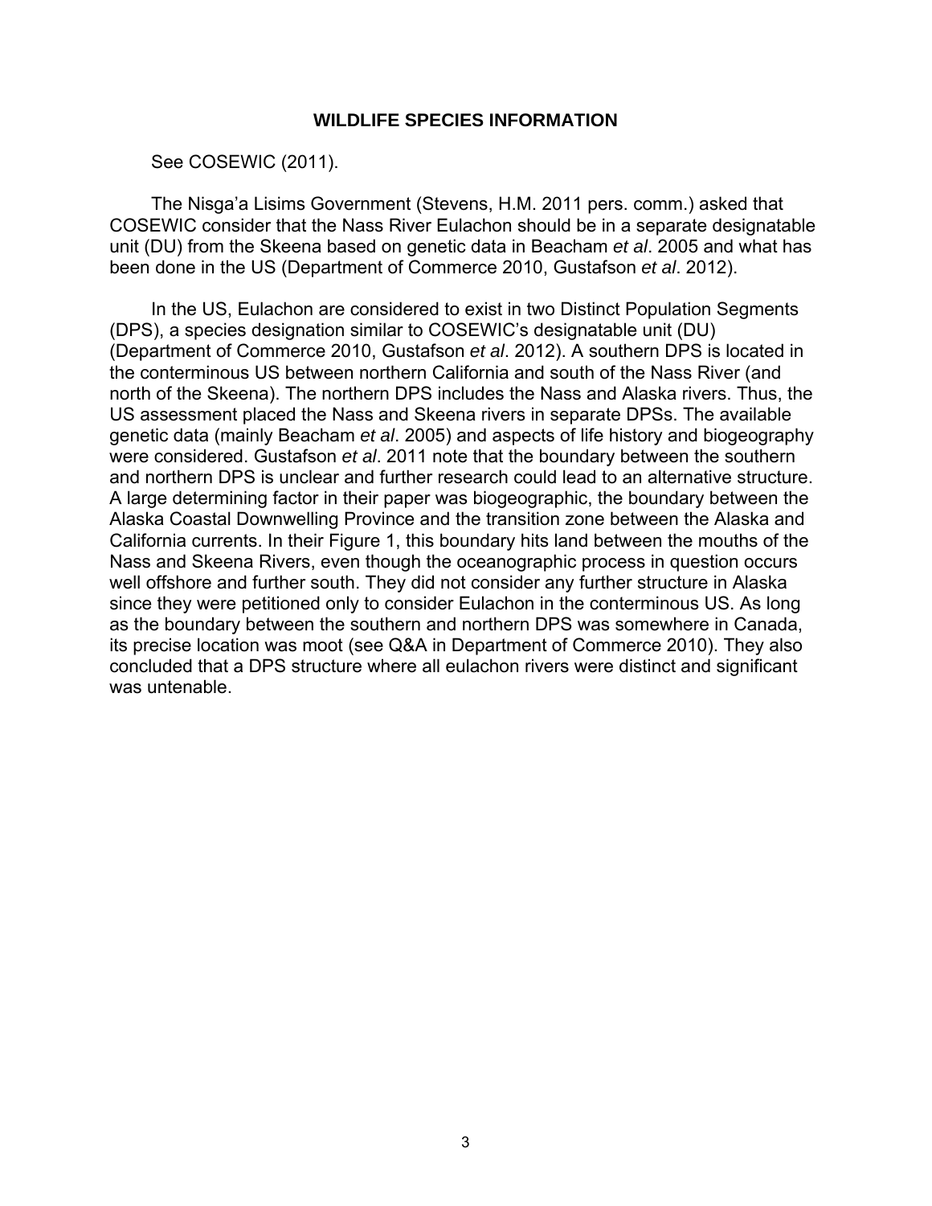## WILDLIFE SPECIES INFORMATION

See COSEWIC (2011).

The Nisga'a Lisims Government (Stevens, H.M. 2011 pers. comm.) asked that COSEWIC consider that the Nass River Eulachon should be in a separate designatable unit (DU) from the Skeena based on genetic data in Beacham *et al*. 2005 and what has been done in the US (Department of Commerce 2010, Gustafson *et al*. 2012).

In the US, Eulachon are considered to exist in two Distinct Population Segments (DPS), a species designation similar to COSEWIC's designatable unit (DU) (Department of Commerce 2010, Gustafson *et al*. 2012). A southern DPS is located in the conterminous US between northern California and south of the Nass River (and north of the Skeena). The northern DPS includes the Nass and Alaska rivers. Thus, the US assessment placed the Nass and Skeena rivers in separate DPSs. The available genetic data (mainly Beacham *et al*. 2005) and aspects of life history and biogeography were considered. Gustafson *et al*. 2011 note that the boundary between the southern and northern DPS is unclear and further research could lead to an alternative structure. A large determining factor in their paper was biogeographic, the boundary between the Alaska Coastal Downwelling Province and the transition zone between the Alaska and California currents. In their Figure 1, this boundary hits land between the mouths of the Nass and Skeena Rivers, even though the oceanographic process in question occurs well offshore and further south. They did not consider any further structure in Alaska since they were petitioned only to consider Eulachon in the conterminous US. As long as the boundary between the southern and northern DPS was somewhere in Canada, its precise location was moot (see Q&A in Department of Commerce 2010). They also concluded that a DPS structure where all eulachon rivers were distinct and significant was untenable.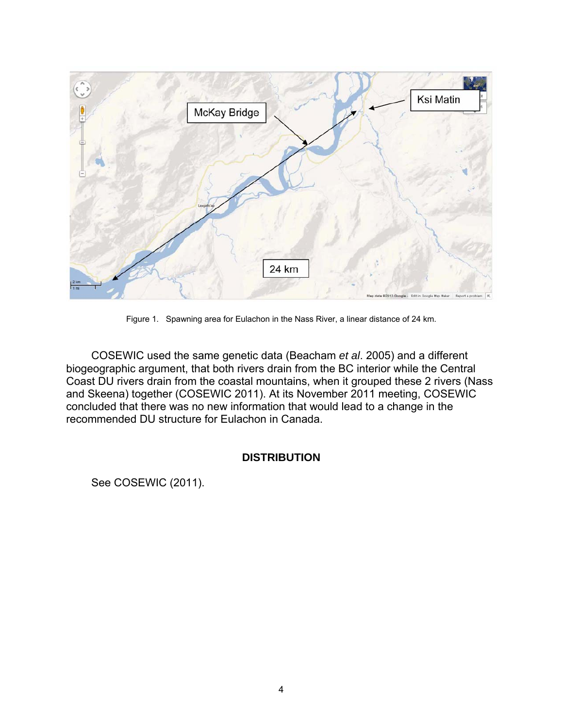Figure 1. Spawning area for Eulachon in the Nass River, a linear distance of 24 km.

COSEWIC used the same genetic data (Beacham *et al*. 2005) and a different biogeographic argument, that both rivers drain from the BC interior while the Central Coast DU rivers drain from the coastal mountains, when it grouped these 2 rivers (Nass and Skeena) together (COSEWIC 2011). At its November 2011 meeting, COSEWIC concluded that there was no new information that would lead to a change in the recommended DU structure for Eulachon in Canada.

## DISTRIBUTION

See COSEWIC (2011).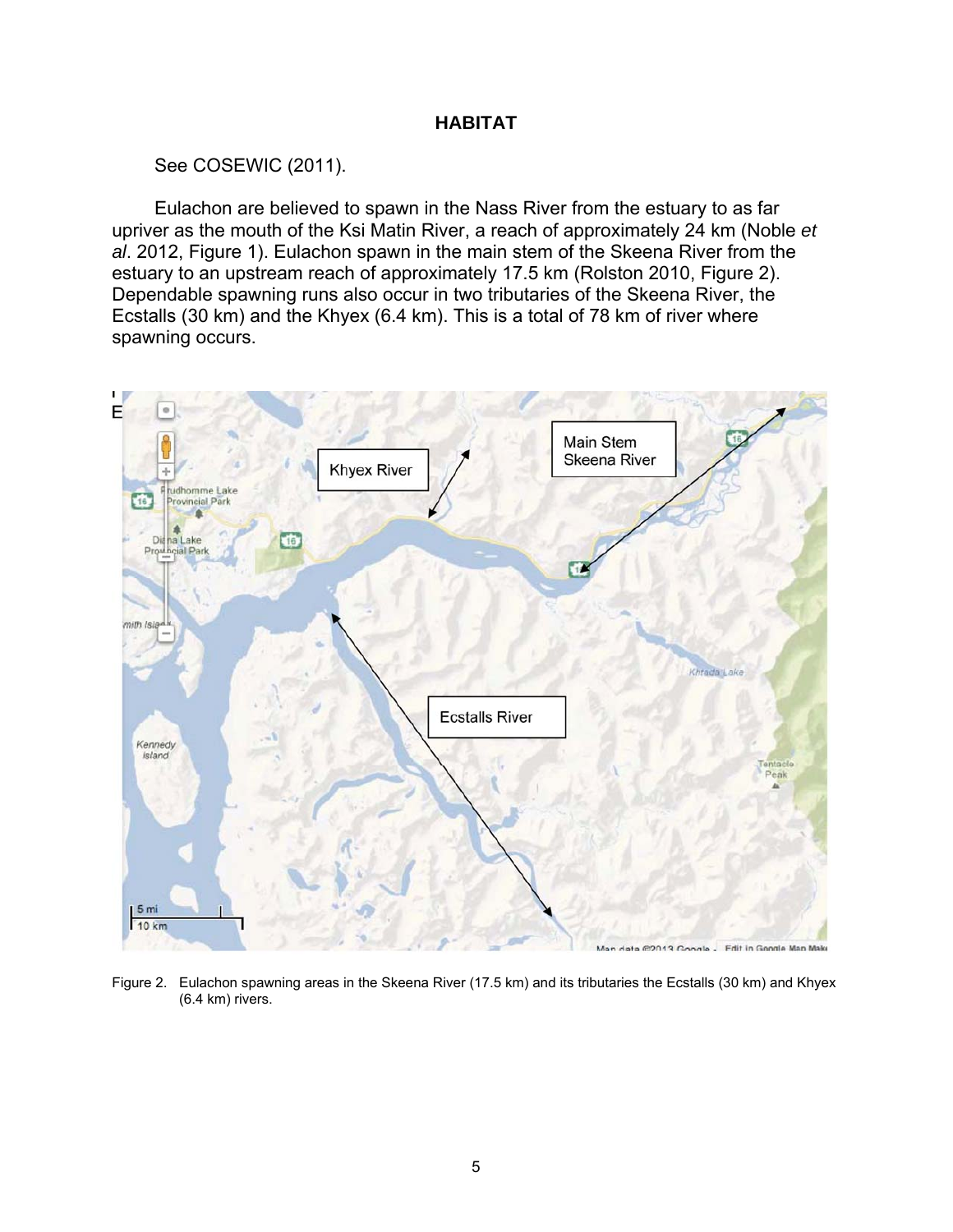# HABITAT

See COSEWIC (2011).

Eulachon are believed to spawn in the Nass River from the estuary to as far upriver as the mouth of the Ksi Matin River, a reach of approximately 24 km (Noble *et al*. 2012, Figure 1). Eulachon spawn in the main stem of the Skeena River from the estuary to an upstream reach of approximately 17.5 km (Rolston 2010, Figure 2). Dependable spawning runs also occur in two tributaries of the Skeena River, the Ecstalls (30 km) and the Khyex (6.4 km). This is a total of 78 km of river where spawning occurs.

Figure 2. Eulachon spawning areas in the Skeena River (17.5 km) and its tributaries the Ecstalls (30 km) and Khyex (6.4 km) rivers.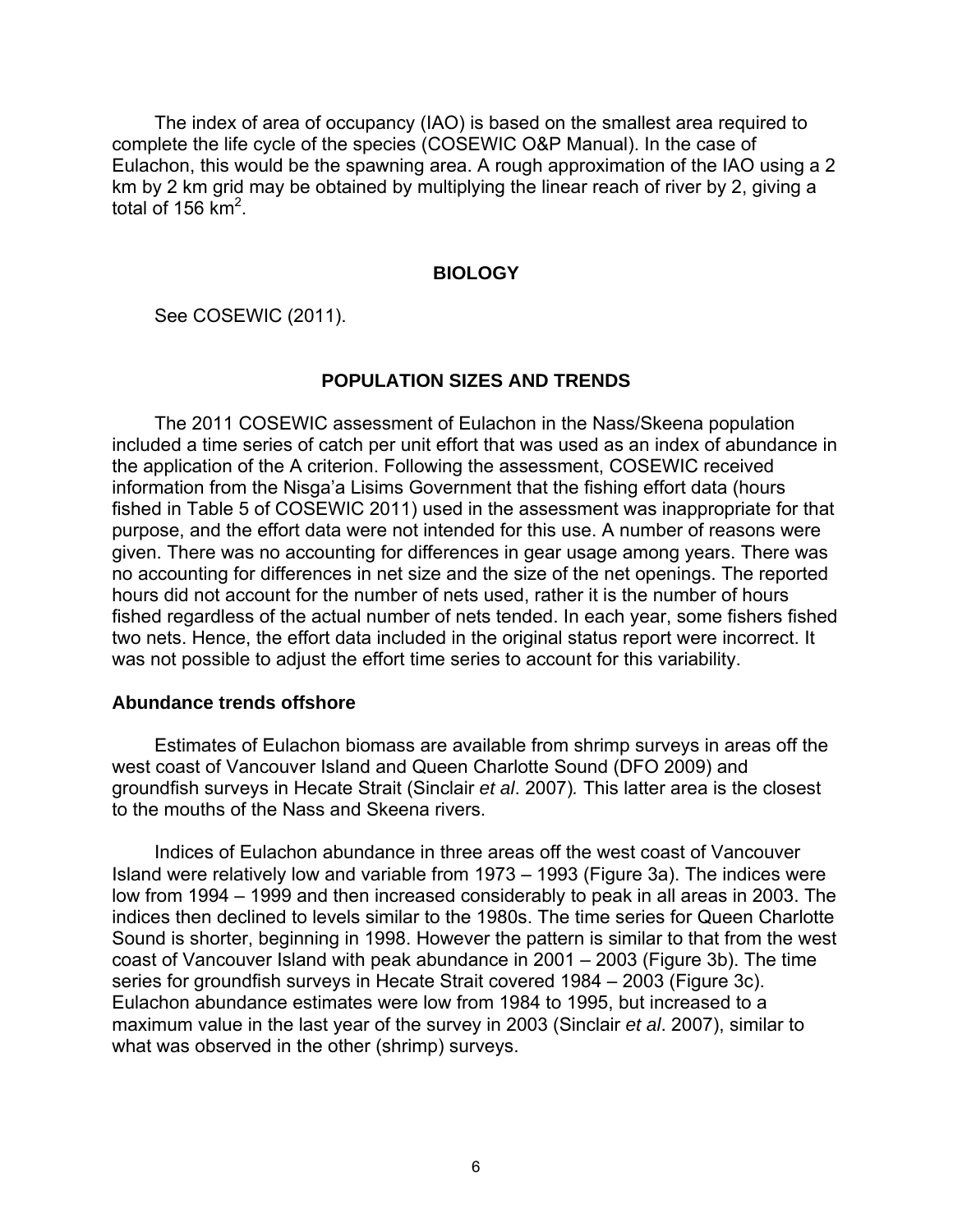The index of area of occupancy (IAO) is based on the smallest area required to complete the life cycle of the species (COSEWIC O&P Manual). In the case of Eulachon, this would be the spawning area. A rough approximation of the IAO using a 2 km by 2 km grid may be obtained by multiplying the linear reach of river by 2, giving a total of 156 $km^2$.

## BIOLOGY

See COSEWIC (2011).

## POPULATION SIZES AND TRENDS

The 2011 COSEWIC assessment of Eulachon in the Nass/Skeena population included a time series of catch per unit effort that was used as an index of abundance in the application of the A criterion. Following the assessment, COSEWIC received information from the Nisga'a Lisims Government that the fishing effort data (hours fished in Table 5 of COSEWIC 2011) used in the assessment was inappropriate for that purpose, and the effort data were not intended for this use. A number of reasons were given. There was no accounting for differences in gear usage among years. There was no accounting for differences in net size and the size of the net openings. The reported hours did not account for the number of nets used, rather it is the number of hours fished regardless of the actual number of nets tended. In each year, some fishers fished two nets. Hence, the effort data included in the original status report were incorrect. It was not possible to adjust the effort time series to account for this variability.

### Abundance trends offshore

Estimates of Eulachon biomass are available from shrimp surveys in areas off the west coast of Vancouver Island and Queen Charlotte Sound (DFO 2009) and groundfish surveys in Hecate Strait (Sinclair *et al*. 2007). This latter area is the closest to the mouths of the Nass and Skeena rivers.

Indices of Eulachon abundance in three areas off the west coast of Vancouver Island were relatively low and variable from 1973 – 1993 (Figure 3a). The indices were low from 1994 – 1999 and then increased considerably to peak in all areas in 2003. The indices then declined to levels similar to the 1980s. The time series for Queen Charlotte Sound is shorter, beginning in 1998. However the pattern is similar to that from the west coast of Vancouver Island with peak abundance in 2001 – 2003 (Figure 3b). The time series for groundfish surveys in Hecate Strait covered 1984 – 2003 (Figure 3c). Eulachon abundance estimates were low from 1984 to 1995, but increased to a maximum value in the last year of the survey in 2003 (Sinclair *et al*. 2007), similar to what was observed in the other (shrimp) surveys.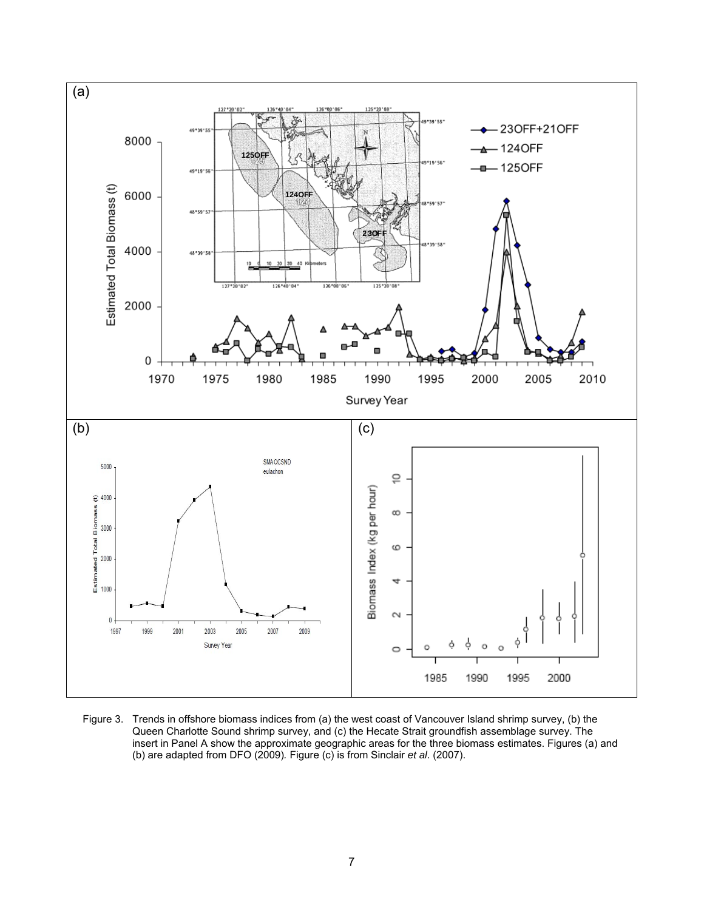Figure 3. Trends in offshore biomass indices from (a) the west coast of Vancouver Island shrimp survey, (b) the Queen Charlotte Sound shrimp survey, and (c) the Hecate Strait groundfish assemblage survey. The insert in Panel A show the approximate geographic areas for the three biomass estimates. Figures (a) and (b) are adapted from DFO (2009). Figure (c) is from Sinclair *et al*. (2007).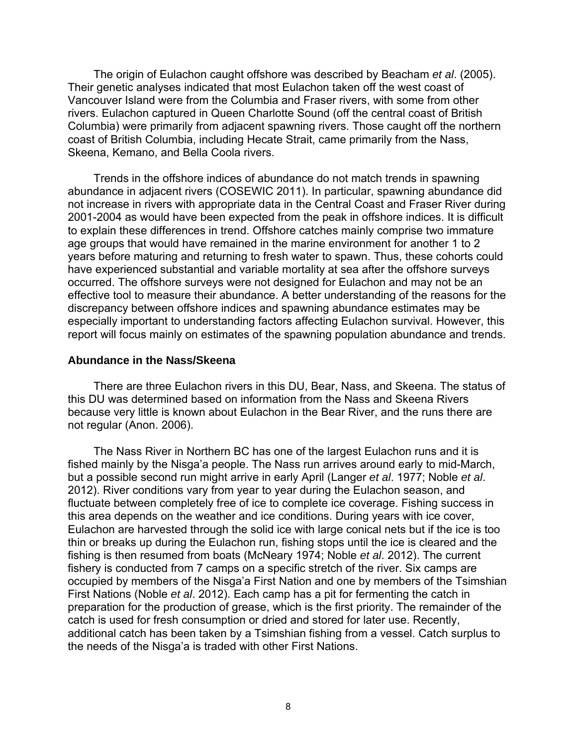The origin of Eulachon caught offshore was described by Beacham *et al*. (2005). Their genetic analyses indicated that most Eulachon taken off the west coast of Vancouver Island were from the Columbia and Fraser rivers, with some from other rivers. Eulachon captured in Queen Charlotte Sound (off the central coast of British Columbia) were primarily from adjacent spawning rivers. Those caught off the northern coast of British Columbia, including Hecate Strait, came primarily from the Nass, Skeena, Kemano, and Bella Coola rivers.

Trends in the offshore indices of abundance do not match trends in spawning abundance in adjacent rivers (COSEWIC 2011). In particular, spawning abundance did not increase in rivers with appropriate data in the Central Coast and Fraser River during 2001-2004 as would have been expected from the peak in offshore indices. It is difficult to explain these differences in trend. Offshore catches mainly comprise two immature age groups that would have remained in the marine environment for another 1 to 2 years before maturing and returning to fresh water to spawn. Thus, these cohorts could have experienced substantial and variable mortality at sea after the offshore surveys occurred. The offshore surveys were not designed for Eulachon and may not be an effective tool to measure their abundance. A better understanding of the reasons for the discrepancy between offshore indices and spawning abundance estimates may be especially important to understanding factors affecting Eulachon survival. However, this report will focus mainly on estimates of the spawning population abundance and trends.

### Abundance in the Nass/Skeena

There are three Eulachon rivers in this DU, Bear, Nass, and Skeena. The status of this DU was determined based on information from the Nass and Skeena Rivers because very little is known about Eulachon in the Bear River, and the runs there are not regular (Anon. 2006).

The Nass River in Northern BC has one of the largest Eulachon runs and it is fished mainly by the Nisga'a people. The Nass run arrives around early to mid-March, but a possible second run might arrive in early April (Langer *et al*. 1977; Noble *et al*. 2012). River conditions vary from year to year during the Eulachon season, and fluctuate between completely free of ice to complete ice coverage. Fishing success in this area depends on the weather and ice conditions. During years with ice cover, Eulachon are harvested through the solid ice with large conical nets but if the ice is too thin or breaks up during the Eulachon run, fishing stops until the ice is cleared and the fishing is then resumed from boats (McNeary 1974; Noble *et al*. 2012). The current fishery is conducted from 7 camps on a specific stretch of the river. Six camps are occupied by members of the Nisga'a First Nation and one by members of the Tsimshian First Nations (Noble *et al*. 2012). Each camp has a pit for fermenting the catch in preparation for the production of grease, which is the first priority. The remainder of the catch is used for fresh consumption or dried and stored for later use. Recently, additional catch has been taken by a Tsimshian fishing from a vessel. Catch surplus to the needs of the Nisga'a is traded with other First Nations.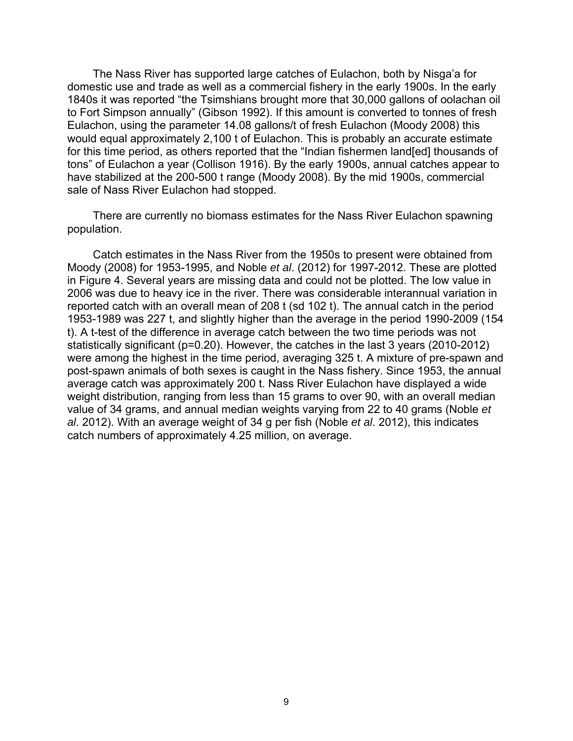The Nass River has supported large catches of Eulachon, both by Nisga'a for domestic use and trade as well as a commercial fishery in the early 1900s. In the early 1840s it was reported "the Tsimshians brought more that 30,000 gallons of oolachan oil to Fort Simpson annually" (Gibson 1992). If this amount is converted to tonnes of fresh Eulachon, using the parameter 14.08 gallons/t of fresh Eulachon (Moody 2008) this would equal approximately 2,100 t of Eulachon. This is probably an accurate estimate for this time period, as others reported that the "Indian fishermen land[ed] thousands of tons" of Eulachon a year (Collison 1916). By the early 1900s, annual catches appear to have stabilized at the 200-500 t range (Moody 2008). By the mid 1900s, commercial sale of Nass River Eulachon had stopped.

There are currently no biomass estimates for the Nass River Eulachon spawning population.

Catch estimates in the Nass River from the 1950s to present were obtained from Moody (2008) for 1953-1995, and Noble *et al*. (2012) for 1997-2012. These are plotted in Figure 4. Several years are missing data and could not be plotted. The low value in 2006 was due to heavy ice in the river. There was considerable interannual variation in reported catch with an overall mean of 208 t (sd 102 t). The annual catch in the period 1953-1989 was 227 t, and slightly higher than the average in the period 1990-2009 (154 t). A t-test of the difference in average catch between the two time periods was not statistically significant ($p=0.20$). However, the catches in the last 3 years (2010-2012) were among the highest in the time period, averaging 325 t. A mixture of pre-spawn and post-spawn animals of both sexes is caught in the Nass fishery. Since 1953, the annual average catch was approximately 200 t. Nass River Eulachon have displayed a wide weight distribution, ranging from less than 15 grams to over 90, with an overall median value of 34 grams, and annual median weights varying from 22 to 40 grams (Noble *et al*. 2012). With an average weight of 34 g per fish (Noble *et al*. 2012), this indicates catch numbers of approximately 4.25 million, on average.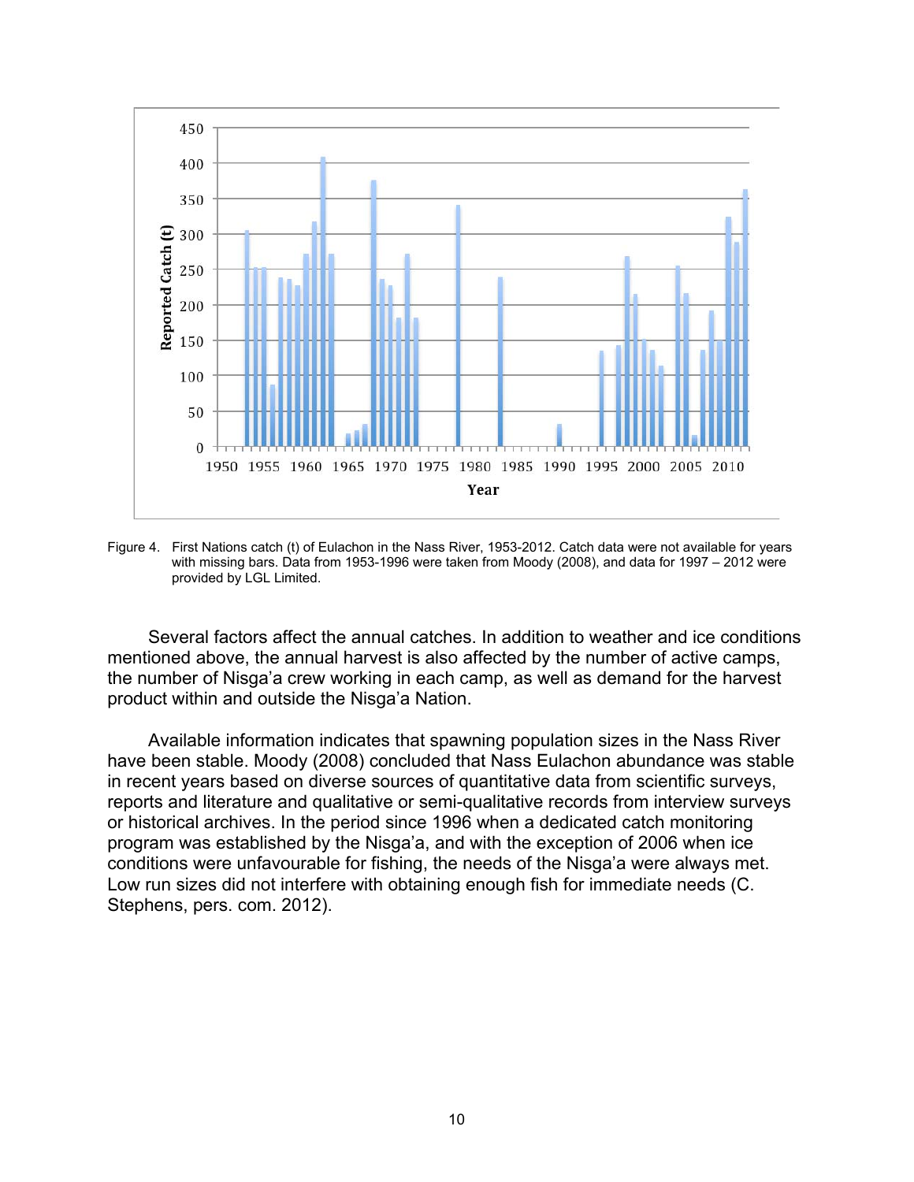Figure 4. First Nations catch (t) of Eulachon in the Nass River, 1953-2012. Catch data were not available for years with missing bars. Data from 1953-1996 were taken from Moody (2008), and data for 1997 – 2012 were provided by LGL Limited.

Several factors affect the annual catches. In addition to weather and ice conditions mentioned above, the annual harvest is also affected by the number of active camps, the number of Nisga'a crew working in each camp, as well as demand for the harvest product within and outside the Nisga'a Nation.

Available information indicates that spawning population sizes in the Nass River have been stable. Moody (2008) concluded that Nass Eulachon abundance was stable in recent years based on diverse sources of quantitative data from scientific surveys, reports and literature and qualitative or semi-qualitative records from interview surveys or historical archives. In the period since 1996 when a dedicated catch monitoring program was established by the Nisga'a, and with the exception of 2006 when ice conditions were unfavourable for fishing, the needs of the Nisga'a were always met. Low run sizes did not interfere with obtaining enough fish for immediate needs (C. Stephens, pers. com. 2012).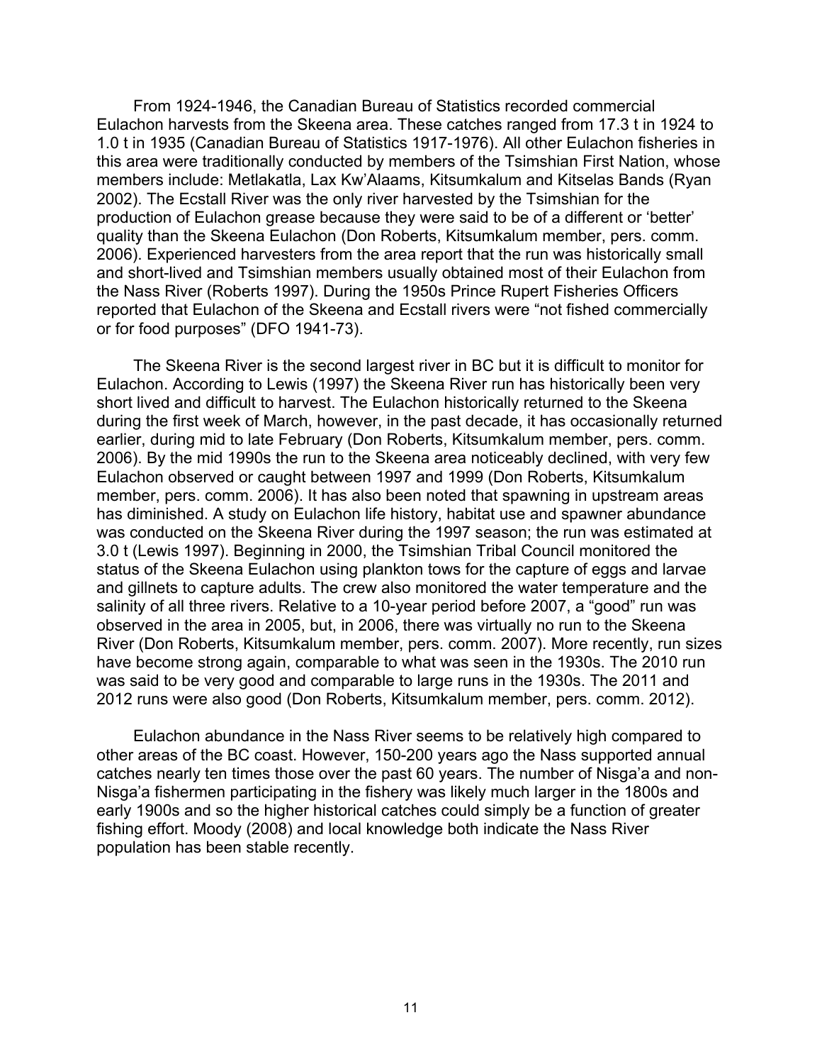From 1924-1946, the Canadian Bureau of Statistics recorded commercial Eulachon harvests from the Skeena area. These catches ranged from 17.3 t in 1924 to 1.0 t in 1935 (Canadian Bureau of Statistics 1917-1976). All other Eulachon fisheries in this area were traditionally conducted by members of the Tsimshian First Nation, whose members include: Metlakatla, Lax Kw'Alaams, Kitsumkalum and Kitselas Bands (Ryan 2002). The Ecstall River was the only river harvested by the Tsimshian for the production of Eulachon grease because they were said to be of a different or 'better' quality than the Skeena Eulachon (Don Roberts, Kitsumkalum member, pers. comm. 2006). Experienced harvesters from the area report that the run was historically small and short-lived and Tsimshian members usually obtained most of their Eulachon from the Nass River (Roberts 1997). During the 1950s Prince Rupert Fisheries Officers reported that Eulachon of the Skeena and Ecstall rivers were "not fished commercially or for food purposes" (DFO 1941-73).

The Skeena River is the second largest river in BC but it is difficult to monitor for Eulachon. According to Lewis (1997) the Skeena River run has historically been very short lived and difficult to harvest. The Eulachon historically returned to the Skeena during the first week of March, however, in the past decade, it has occasionally returned earlier, during mid to late February (Don Roberts, Kitsumkalum member, pers. comm. 2006). By the mid 1990s the run to the Skeena area noticeably declined, with very few Eulachon observed or caught between 1997 and 1999 (Don Roberts, Kitsumkalum member, pers. comm. 2006). It has also been noted that spawning in upstream areas has diminished. A study on Eulachon life history, habitat use and spawner abundance was conducted on the Skeena River during the 1997 season; the run was estimated at 3.0 t (Lewis 1997). Beginning in 2000, the Tsimshian Tribal Council monitored the status of the Skeena Eulachon using plankton tows for the capture of eggs and larvae and gillnets to capture adults. The crew also monitored the water temperature and the salinity of all three rivers. Relative to a 10-year period before 2007, a "good" run was observed in the area in 2005, but, in 2006, there was virtually no run to the Skeena River (Don Roberts, Kitsumkalum member, pers. comm. 2007). More recently, run sizes have become strong again, comparable to what was seen in the 1930s. The 2010 run was said to be very good and comparable to large runs in the 1930s. The 2011 and 2012 runs were also good (Don Roberts, Kitsumkalum member, pers. comm. 2012).

Eulachon abundance in the Nass River seems to be relatively high compared to other areas of the BC coast. However, 150-200 years ago the Nass supported annual catches nearly ten times those over the past 60 years. The number of Nisga'a and non-Nisga'a fishermen participating in the fishery was likely much larger in the 1800s and early 1900s and so the higher historical catches could simply be a function of greater fishing effort. Moody (2008) and local knowledge both indicate the Nass River population has been stable recently.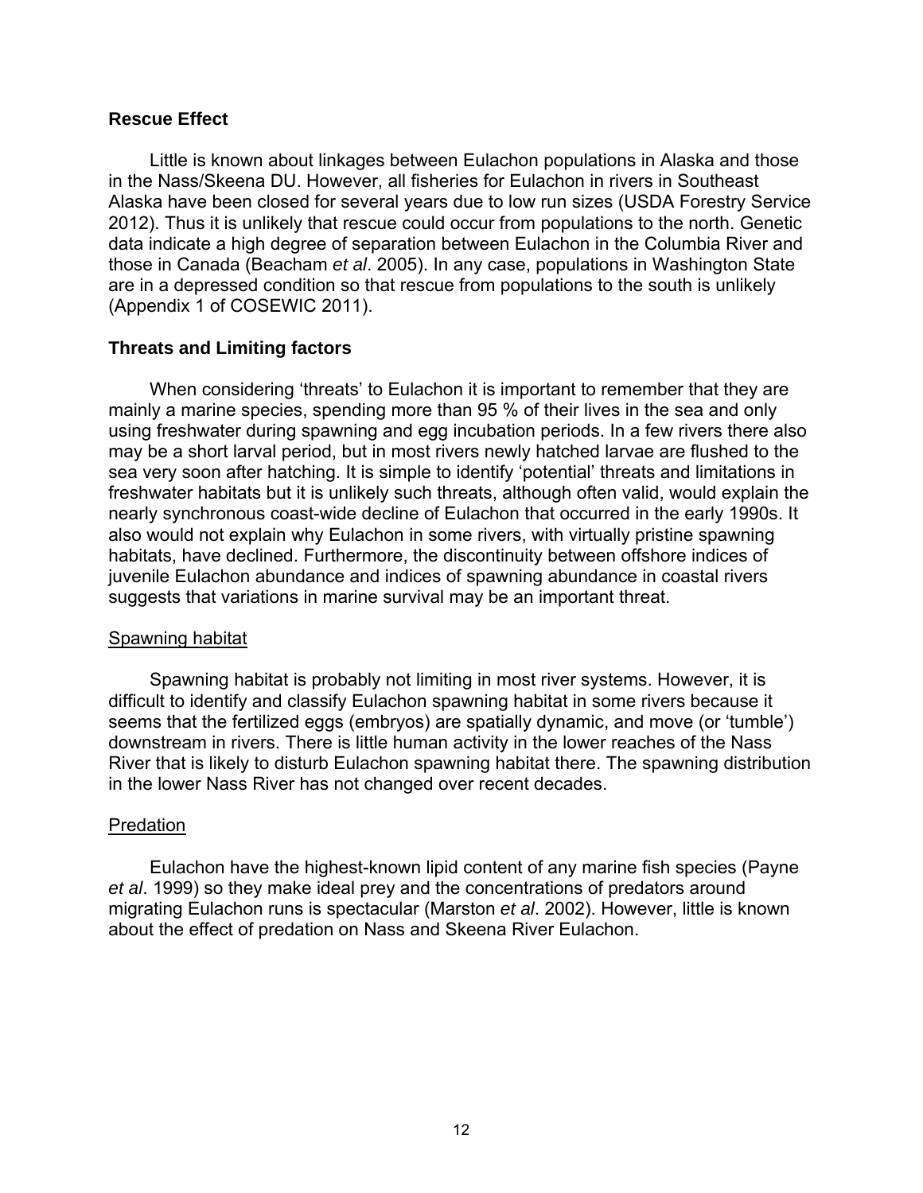## Rescue Effect

Little is known about linkages between Eulachon populations in Alaska and those in the Nass/Skeena DU. However, all fisheries for Eulachon in rivers in Southeast Alaska have been closed for several years due to low run sizes (USDA Forestry Service 2012). Thus it is unlikely that rescue could occur from populations to the north. Genetic data indicate a high degree of separation between Eulachon in the Columbia River and those in Canada (Beacham *et al*. 2005). In any case, populations in Washington State are in a depressed condition so that rescue from populations to the south is unlikely (Appendix 1 of COSEWIC 2011).

## Threats and Limiting factors

When considering 'threats' to Eulachon it is important to remember that they are mainly a marine species, spending more than 95 % of their lives in the sea and only using freshwater during spawning and egg incubation periods. In a few rivers there also may be a short larval period, but in most rivers newly hatched larvae are flushed to the sea very soon after hatching. It is simple to identify 'potential' threats and limitations in freshwater habitats but it is unlikely such threats, although often valid, would explain the nearly synchronous coast-wide decline of Eulachon that occurred in the early 1990s. It also would not explain why Eulachon in some rivers, with virtually pristine spawning habitats, have declined. Furthermore, the discontinuity between offshore indices of juvenile Eulachon abundance and indices of spawning abundance in coastal rivers suggests that variations in marine survival may be an important threat.

### Spawning habitat

Spawning habitat is probably not limiting in most river systems. However, it is difficult to identify and classify Eulachon spawning habitat in some rivers because it seems that the fertilized eggs (embryos) are spatially dynamic, and move (or 'tumble') downstream in rivers. There is little human activity in the lower reaches of the Nass River that is likely to disturb Eulachon spawning habitat there. The spawning distribution in the lower Nass River has not changed over recent decades.

### Predation

Eulachon have the highest-known lipid content of any marine fish species (Payne *et al*. 1999) so they make ideal prey and the concentrations of predators around migrating Eulachon runs is spectacular (Marston *et al*. 2002). However, little is known about the effect of predation on Nass and Skeena River Eulachon.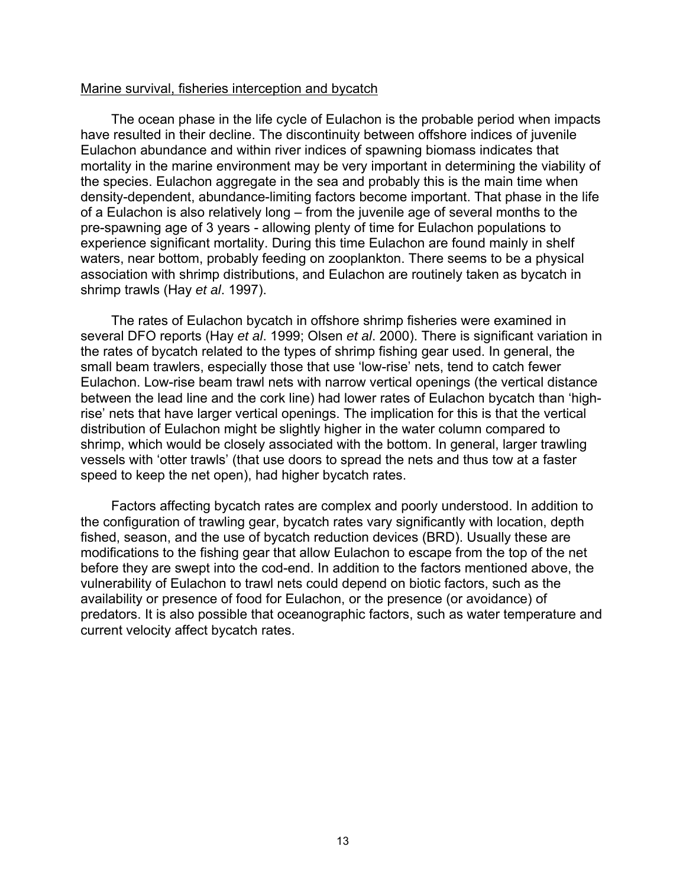Marine survival, fisheries interception and bycatch

The ocean phase in the life cycle of Eulachon is the probable period when impacts have resulted in their decline. The discontinuity between offshore indices of juvenile Eulachon abundance and within river indices of spawning biomass indicates that mortality in the marine environment may be very important in determining the viability of the species. Eulachon aggregate in the sea and probably this is the main time when density-dependent, abundance-limiting factors become important. That phase in the life of a Eulachon is also relatively long – from the juvenile age of several months to the pre-spawning age of 3 years - allowing plenty of time for Eulachon populations to experience significant mortality. During this time Eulachon are found mainly in shelf waters, near bottom, probably feeding on zooplankton. There seems to be a physical association with shrimp distributions, and Eulachon are routinely taken as bycatch in shrimp trawls (Hay *et al*. 1997).

The rates of Eulachon bycatch in offshore shrimp fisheries were examined in several DFO reports (Hay *et al*. 1999; Olsen *et al*. 2000). There is significant variation in the rates of bycatch related to the types of shrimp fishing gear used. In general, the small beam trawlers, especially those that use 'low-rise' nets, tend to catch fewer Eulachon. Low-rise beam trawl nets with narrow vertical openings (the vertical distance between the lead line and the cork line) had lower rates of Eulachon bycatch than 'high-rise' nets that have larger vertical openings. The implication for this is that the vertical distribution of Eulachon might be slightly higher in the water column compared to shrimp, which would be closely associated with the bottom. In general, larger trawling vessels with 'otter trawls' (that use doors to spread the nets and thus tow at a faster speed to keep the net open), had higher bycatch rates.

Factors affecting bycatch rates are complex and poorly understood. In addition to the configuration of trawling gear, bycatch rates vary significantly with location, depth fished, season, and the use of bycatch reduction devices (BRD). Usually these are modifications to the fishing gear that allow Eulachon to escape from the top of the net before they are swept into the cod-end. In addition to the factors mentioned above, the vulnerability of Eulachon to trawl nets could depend on biotic factors, such as the availability or presence of food for Eulachon, or the presence (or avoidance) of predators. It is also possible that oceanographic factors, such as water temperature and current velocity affect bycatch rates.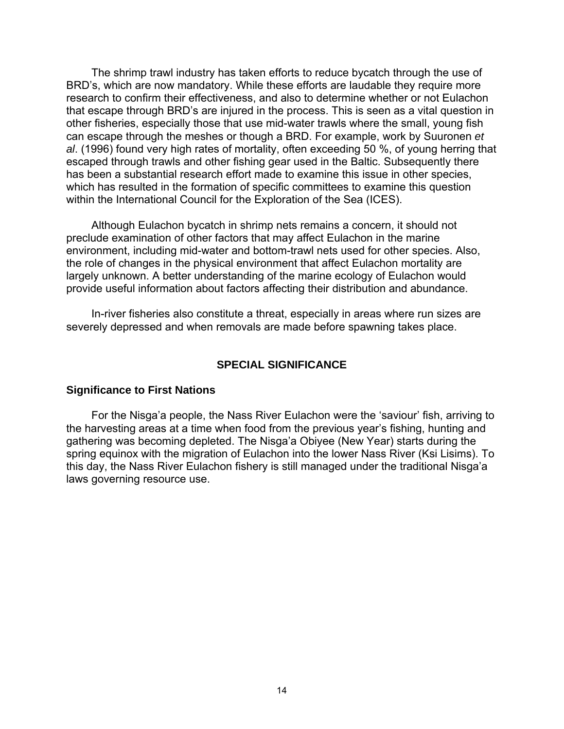The shrimp trawl industry has taken efforts to reduce bycatch through the use of BRD's, which are now mandatory. While these efforts are laudable they require more research to confirm their effectiveness, and also to determine whether or not Eulachon that escape through BRD's are injured in the process. This is seen as a vital question in other fisheries, especially those that use mid-water trawls where the small, young fish can escape through the meshes or though a BRD. For example, work by Suuronen *et al*. (1996) found very high rates of mortality, often exceeding 50 %, of young herring that escaped through trawls and other fishing gear used in the Baltic. Subsequently there has been a substantial research effort made to examine this issue in other species, which has resulted in the formation of specific committees to examine this question within the International Council for the Exploration of the Sea (ICES).

Although Eulachon bycatch in shrimp nets remains a concern, it should not preclude examination of other factors that may affect Eulachon in the marine environment, including mid-water and bottom-trawl nets used for other species. Also, the role of changes in the physical environment that affect Eulachon mortality are largely unknown. A better understanding of the marine ecology of Eulachon would provide useful information about factors affecting their distribution and abundance.

In-river fisheries also constitute a threat, especially in areas where run sizes are severely depressed and when removals are made before spawning takes place.

## SPECIAL SIGNIFICANCE

### Significance to First Nations

For the Nisga'a people, the Nass River Eulachon were the 'saviour' fish, arriving to the harvesting areas at a time when food from the previous year's fishing, hunting and gathering was becoming depleted. The Nisga'a Obiyee (New Year) starts during the spring equinox with the migration of Eulachon into the lower Nass River (Ksi Lisims). To this day, the Nass River Eulachon fishery is still managed under the traditional Nisga'a laws governing resource use.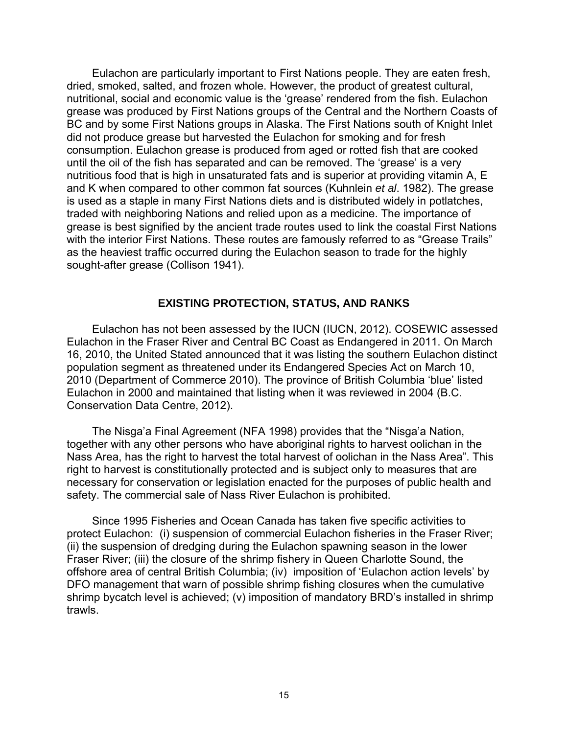Eulachon are particularly important to First Nations people. They are eaten fresh, dried, smoked, salted, and frozen whole. However, the product of greatest cultural, nutritional, social and economic value is the 'grease' rendered from the fish. Eulachon grease was produced by First Nations groups of the Central and the Northern Coasts of BC and by some First Nations groups in Alaska. The First Nations south of Knight Inlet did not produce grease but harvested the Eulachon for smoking and for fresh consumption. Eulachon grease is produced from aged or rotted fish that are cooked until the oil of the fish has separated and can be removed. The 'grease' is a very nutritious food that is high in unsaturated fats and is superior at providing vitamin A, E and K when compared to other common fat sources (Kuhnlein *et al*. 1982). The grease is used as a staple in many First Nations diets and is distributed widely in potlatches, traded with neighboring Nations and relied upon as a medicine. The importance of grease is best signified by the ancient trade routes used to link the coastal First Nations with the interior First Nations. These routes are famously referred to as "Grease Trails" as the heaviest traffic occurred during the Eulachon season to trade for the highly sought-after grease (Collison 1941).

## EXISTING PROTECTION, STATUS, AND RANKS

Eulachon has not been assessed by the IUCN (IUCN, 2012). COSEWIC assessed Eulachon in the Fraser River and Central BC Coast as Endangered in 2011. On March 16, 2010, the United Stated announced that it was listing the southern Eulachon distinct population segment as threatened under its Endangered Species Act on March 10, 2010 (Department of Commerce 2010). The province of British Columbia 'blue' listed Eulachon in 2000 and maintained that listing when it was reviewed in 2004 (B.C. Conservation Data Centre, 2012).

The Nisga'a Final Agreement (NFA 1998) provides that the "Nisga'a Nation, together with any other persons who have aboriginal rights to harvest oolichan in the Nass Area, has the right to harvest the total harvest of oolichan in the Nass Area". This right to harvest is constitutionally protected and is subject only to measures that are necessary for conservation or legislation enacted for the purposes of public health and safety. The commercial sale of Nass River Eulachon is prohibited.

Since 1995 Fisheries and Ocean Canada has taken five specific activities to protect Eulachon: (i) suspension of commercial Eulachon fisheries in the Fraser River; (ii) the suspension of dredging during the Eulachon spawning season in the lower Fraser River; (iii) the closure of the shrimp fishery in Queen Charlotte Sound, the offshore area of central British Columbia; (iv) imposition of 'Eulachon action levels' by DFO management that warn of possible shrimp fishing closures when the cumulative shrimp bycatch level is achieved; (v) imposition of mandatory BRD's installed in shrimp trawls.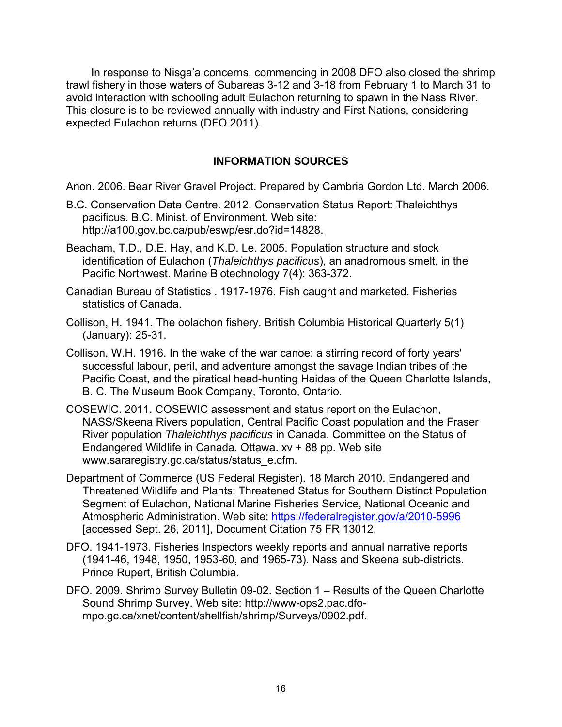In response to Nisga'a concerns, commencing in 2008 DFO also closed the shrimp trawl fishery in those waters of Subareas 3-12 and 3-18 from February 1 to March 31 to avoid interaction with schooling adult Eulachon returning to spawn in the Nass River. This closure is to be reviewed annually with industry and First Nations, considering expected Eulachon returns (DFO 2011).

## INFORMATION SOURCES

Anon. 2006. Bear River Gravel Project. Prepared by Cambria Gordon Ltd. March 2006.

B.C. Conservation Data Centre. 2012. Conservation Status Report: Thaleichthys pacificus. B.C. Minist. of Environment. Web site: http://a100.gov.bc.ca/pub/eswp/esr.do?id=14828.

Beacham, T.D., D.E. Hay, and K.D. Le. 2005. Population structure and stock identification of Eulachon (*Thaleichthys pacificus*), an anadromous smelt, in the Pacific Northwest. Marine Biotechnology 7(4): 363-372.

Canadian Bureau of Statistics . 1917-1976. Fish caught and marketed. Fisheries statistics of Canada.

Collison, H. 1941. The oolachon fishery. British Columbia Historical Quarterly 5(1) (January): 25-31.

Collison, W.H. 1916. In the wake of the war canoe: a stirring record of forty years' successful labour, peril, and adventure amongst the savage Indian tribes of the Pacific Coast, and the piratical head-hunting Haidas of the Queen Charlotte Islands, B. C. The Museum Book Company, Toronto, Ontario.

COSEWIC. 2011. COSEWIC assessment and status report on the Eulachon, NASS/Skeena Rivers population, Central Pacific Coast population and the Fraser River population *Thaleichthys pacificus* in Canada. Committee on the Status of Endangered Wildlife in Canada. Ottawa. xv + 88 pp. Web site www.sararegistry.gc.ca/status/status_e.cfm.

Department of Commerce (US Federal Register). 18 March 2010. Endangered and Threatened Wildlife and Plants: Threatened Status for Southern Distinct Population Segment of Eulachon, National Marine Fisheries Service, National Oceanic and Atmospheric Administration. Web site: https://federalregister.gov/a/2010-5996 [accessed Sept. 26, 2011], Document Citation 75 FR 13012.

DFO. 1941-1973. Fisheries Inspectors weekly reports and annual narrative reports (1941-46, 1948, 1950, 1953-60, and 1965-73). Nass and Skeena sub-districts. Prince Rupert, British Columbia.

DFO. 2009. Shrimp Survey Bulletin 09-02. Section 1 – Results of the Queen Charlotte Sound Shrimp Survey. Web site: http://www-ops2.pac.dfo-mpo.gc.ca/xnet/content/shellfish/shrimp/Surveys/0902.pdf.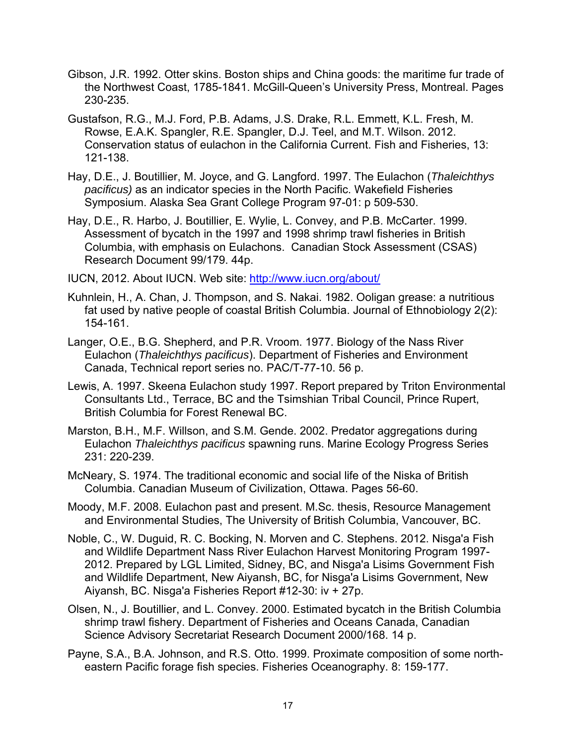Gibson, J.R. 1992. Otter skins. Boston ships and China goods: the maritime fur trade of the Northwest Coast, 1785-1841. McGill-Queen's University Press, Montreal. Pages 230-235.

Gustafson, R.G., M.J. Ford, P.B. Adams, J.S. Drake, R.L. Emmett, K.L. Fresh, M. Rowse, E.A.K. Spangler, R.E. Spangler, D.J. Teel, and M.T. Wilson. 2012. Conservation status of eulachon in the California Current. Fish and Fisheries, 13: 121-138.

Hay, D.E., J. Boutillier, M. Joyce, and G. Langford. 1997. The Eulachon (*Thaleichthys pacificus)* as an indicator species in the North Pacific. Wakefield Fisheries Symposium. Alaska Sea Grant College Program 97-01: p 509-530.

Hay, D.E., R. Harbo, J. Boutillier, E. Wylie, L. Convey, and P.B. McCarter. 1999. Assessment of bycatch in the 1997 and 1998 shrimp trawl fisheries in British Columbia, with emphasis on Eulachons. Canadian Stock Assessment (CSAS) Research Document 99/179. 44p.

IUCN, 2012. About IUCN. Web site: http://www.iucn.org/about/

Kuhnlein, H., A. Chan, J. Thompson, and S. Nakai. 1982. Ooligan grease: a nutritious fat used by native people of coastal British Columbia. Journal of Ethnobiology 2(2): 154-161.

Langer, O.E., B.G. Shepherd, and P.R. Vroom. 1977. Biology of the Nass River Eulachon (*Thaleichthys pacificus*). Department of Fisheries and Environment Canada, Technical report series no. PAC/T-77-10. 56 p.

Lewis, A. 1997. Skeena Eulachon study 1997. Report prepared by Triton Environmental Consultants Ltd., Terrace, BC and the Tsimshian Tribal Council, Prince Rupert, British Columbia for Forest Renewal BC.

Marston, B.H., M.F. Willson, and S.M. Gende. 2002. Predator aggregations during Eulachon *Thaleichthys pacificus* spawning runs. Marine Ecology Progress Series 231: 220-239.

McNeary, S. 1974. The traditional economic and social life of the Niska of British Columbia. Canadian Museum of Civilization, Ottawa. Pages 56-60.

Moody, M.F. 2008. Eulachon past and present. M.Sc. thesis, Resource Management and Environmental Studies, The University of British Columbia, Vancouver, BC.

Noble, C., W. Duguid, R. C. Bocking, N. Morven and C. Stephens. 2012. Nisga'a Fish and Wildlife Department Nass River Eulachon Harvest Monitoring Program 1997-2012. Prepared by LGL Limited, Sidney, BC, and Nisga'a Lisims Government Fish and Wildlife Department, New Aiyansh, BC, for Nisga'a Lisims Government, New Aiyansh, BC. Nisga'a Fisheries Report #12-30: iv + 27p.

Olsen, N., J. Boutillier, and L. Convey. 2000. Estimated bycatch in the British Columbia shrimp trawl fishery. Department of Fisheries and Oceans Canada, Canadian Science Advisory Secretariat Research Document 2000/168. 14 p.

Payne, S.A., B.A. Johnson, and R.S. Otto. 1999. Proximate composition of some north-eastern Pacific forage fish species. Fisheries Oceanography. 8: 159-177.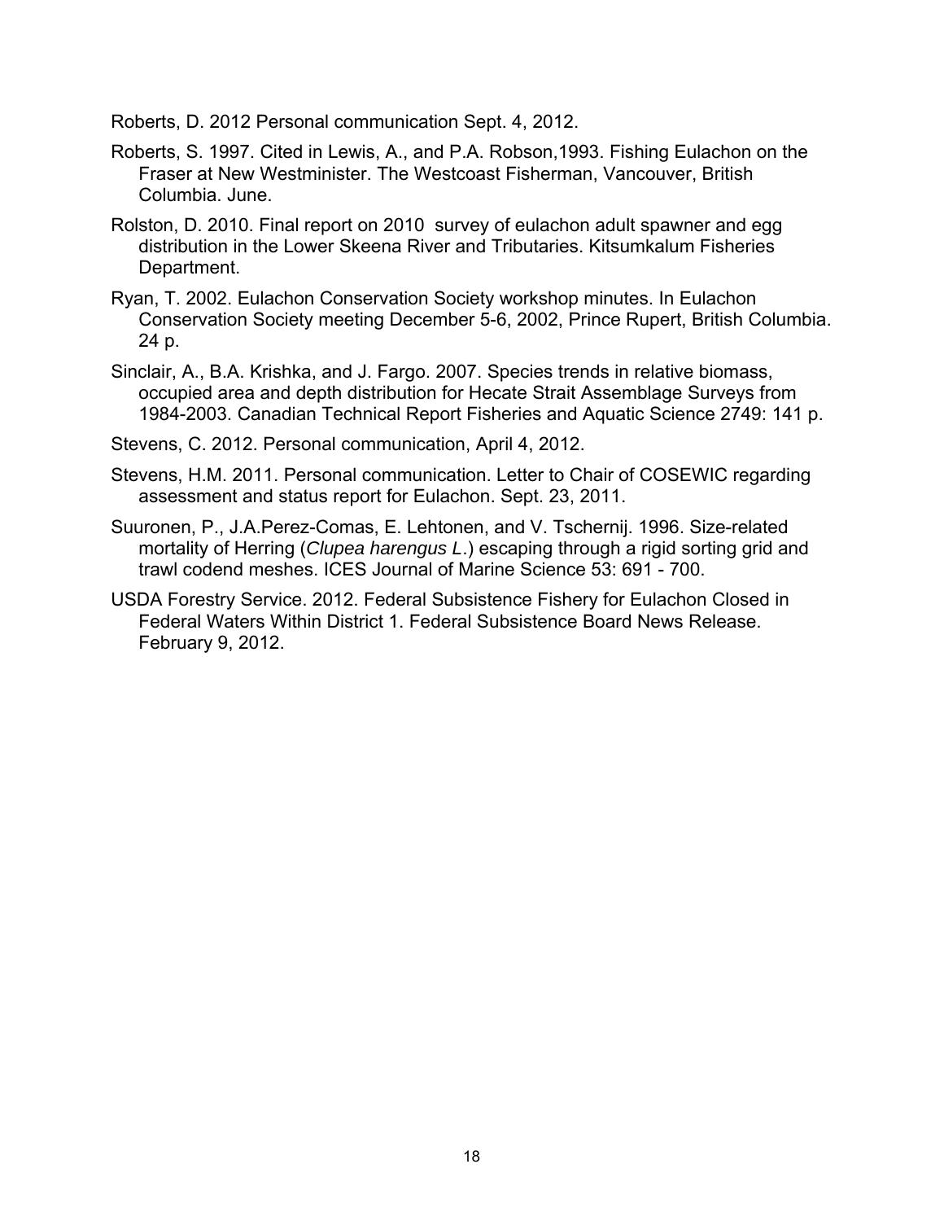Roberts, D. 2012 Personal communication Sept. 4, 2012.

Roberts, S. 1997. Cited in Lewis, A., and P.A. Robson,1993. Fishing Eulachon on the Fraser at New Westminister. The Westcoast Fisherman, Vancouver, British Columbia. June.

Rolston, D. 2010. Final report on 2010 survey of eulachon adult spawner and egg distribution in the Lower Skeena River and Tributaries. Kitsumkalum Fisheries Department.

Ryan, T. 2002. Eulachon Conservation Society workshop minutes. In Eulachon Conservation Society meeting December 5-6, 2002, Prince Rupert, British Columbia. 24 p.

Sinclair, A., B.A. Krishka, and J. Fargo. 2007. Species trends in relative biomass, occupied area and depth distribution for Hecate Strait Assemblage Surveys from 1984-2003. Canadian Technical Report Fisheries and Aquatic Science 2749: 141 p.

Stevens, C. 2012. Personal communication, April 4, 2012.

Stevens, H.M. 2011. Personal communication. Letter to Chair of COSEWIC regarding assessment and status report for Eulachon. Sept. 23, 2011.

Suuronen, P., J.A.Perez-Comas, E. Lehtonen, and V. Tschernij. 1996. Size-related mortality of Herring (*Clupea harengus L*.) escaping through a rigid sorting grid and trawl codend meshes. ICES Journal of Marine Science 53: 691 - 700.

USDA Forestry Service. 2012. Federal Subsistence Fishery for Eulachon Closed in Federal Waters Within District 1. Federal Subsistence Board News Release. February 9, 2012.